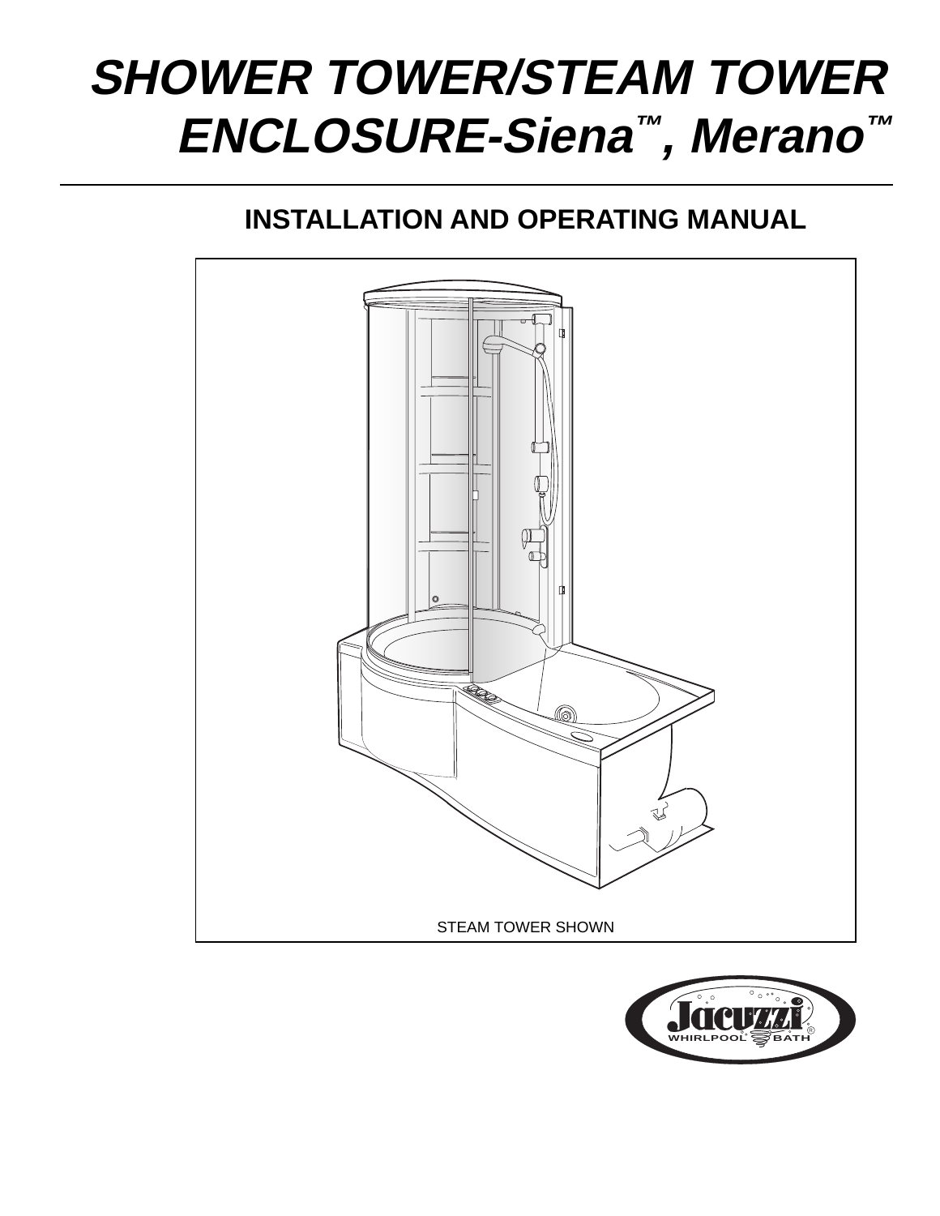# *SHOWER TOWER/STEAM TOWER ENCLOSURE-Siena™, Merano™*

## INSTALLATION AND OPERATING MANUAL

STEAM TOWER SHOWN

Jacuzzi® WHIRLPOOL BATH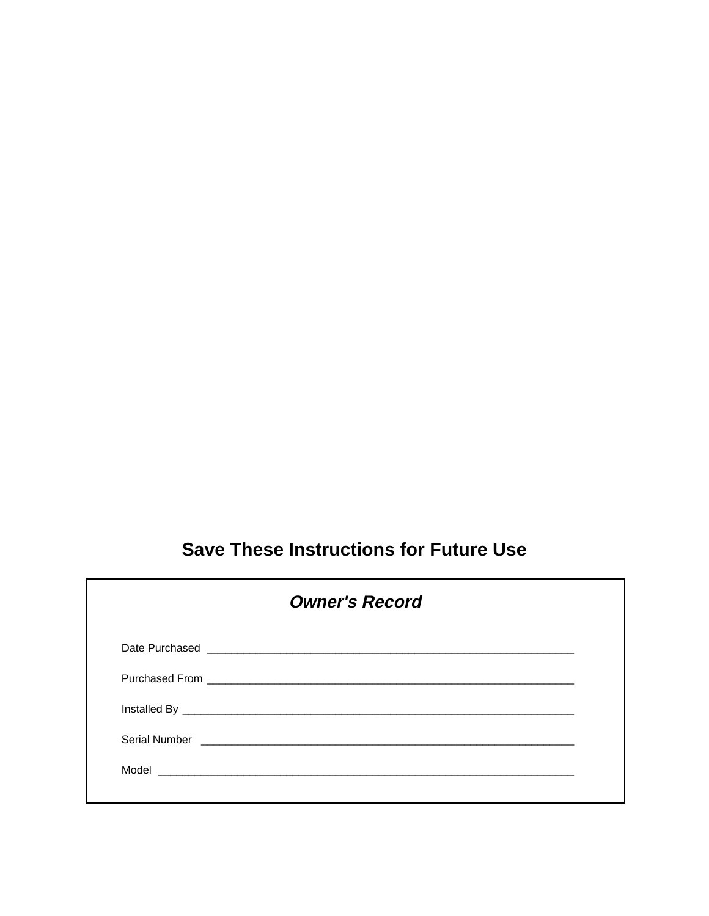## Save These Instructions for Future Use

### *Owner's Record*

Date Purchased _______________________________________________________________

Purchased From _______________________________________________________________

Installed By ___________________________________________________________________

Serial Number _________________________________________________________________

Model ________________________________________________________________________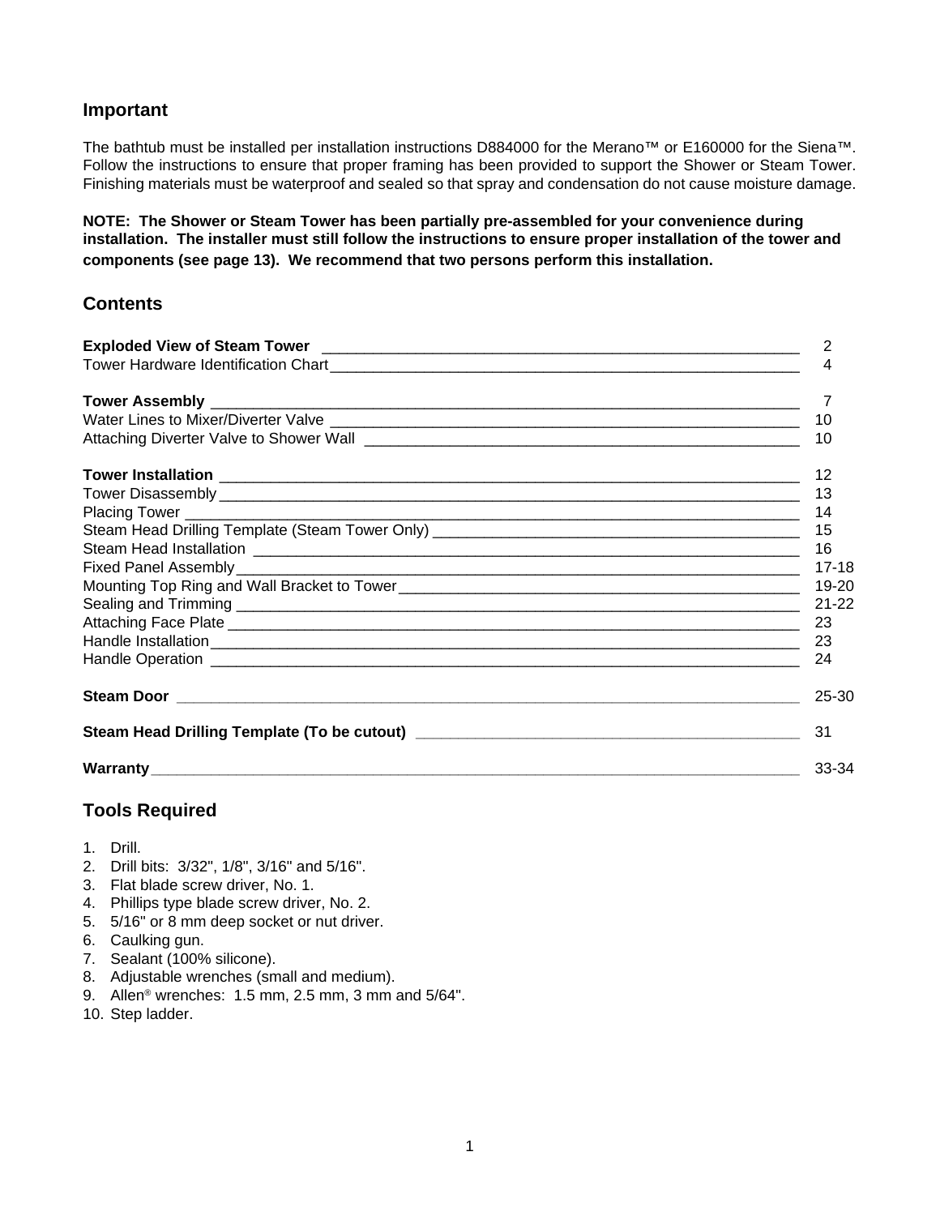## Important

The bathtub must be installed per installation instructions D884000 for the Merano™ or E160000 for the Siena™. Follow the instructions to ensure that proper framing has been provided to support the Shower or Steam Tower. Finishing materials must be waterproof and sealed so that spray and condensation do not cause moisture damage.

**NOTE: The Shower or Steam Tower has been partially pre-assembled for your convenience during installation. The installer must still follow the instructions to ensure proper installation of the tower and components (see page 13). We recommend that two persons perform this installation.**

## Contents

| | |
|---|---|
| **Exploded View of Steam Tower** | 2 |
| Tower Hardware Identification Chart | 4 |
| **Tower Assembly** | 7 |
| Water Lines to Mixer/Diverter Valve | 10 |
| Attaching Diverter Valve to Shower Wall | 10 |
| **Tower Installation** | 12 |
| Tower Disassembly | 13 |
| Placing Tower | 14 |
| Steam Head Drilling Template (Steam Tower Only) | 15 |
| Steam Head Installation | 16 |
| Fixed Panel Assembly | 17-18 |
| Mounting Top Ring and Wall Bracket to Tower | 19-20 |
| Sealing and Trimming | 21-22 |
| Attaching Face Plate | 23 |
| Handle Installation | 23 |
| Handle Operation | 24 |
| **Steam Door** | 25-30 |
| **Steam Head Drilling Template (To be cutout)** | 31 |
| **Warranty** | 33-34 |

## Tools Required

1. Drill.
2. Drill bits: 3/32", 1/8", 3/16" and 5/16".
3. Flat blade screw driver, No. 1.
4. Phillips type blade screw driver, No. 2.
5. 5/16" or 8 mm deep socket or nut driver.
6. Caulking gun.
7. Sealant (100% silicone).
8. Adjustable wrenches (small and medium).
9. Allen® wrenches: 1.5 mm, 2.5 mm, 3 mm and 5/64".
10. Step ladder.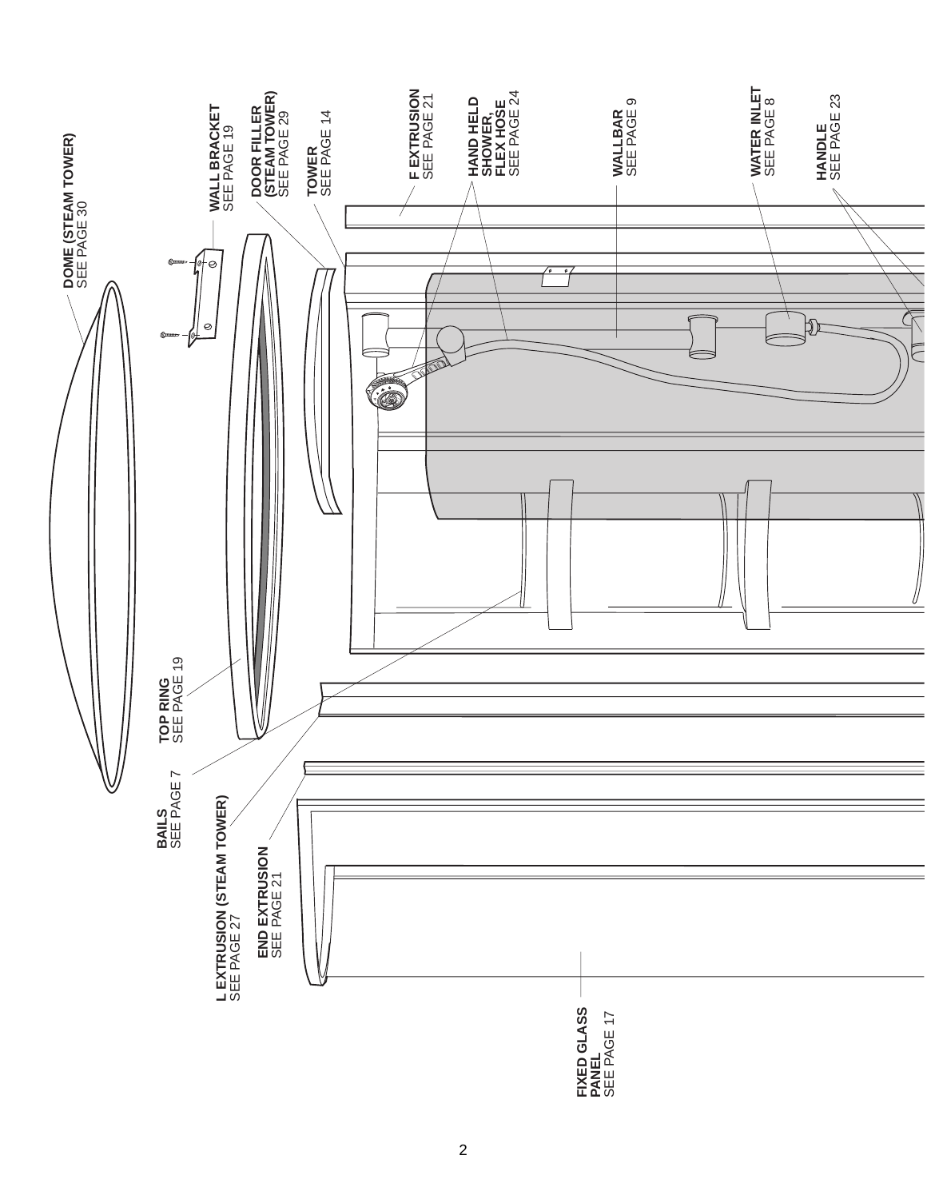DOME (STEAM TOWER)
SEE PAGE 30

WALL BRACKET
SEE PAGE 19

DOOR FILLER (STEAM TOWER)
SEE PAGE 29

TOWER
SEE PAGE 14

F EXTRUSION
SEE PAGE 21

HAND HELD SHOWER, FLEX HOSE
SEE PAGE 24

WALLBAR
SEE PAGE 9

WATER INLET
SEE PAGE 8

HANDLE
SEE PAGE 23

TOP RING
SEE PAGE 19

BAILS
SEE PAGE 7

L EXTRUSION (STEAM TOWER)
SEE PAGE 27

END EXTRUSION
SEE PAGE 21

FIXED GLASS PANEL
SEE PAGE 17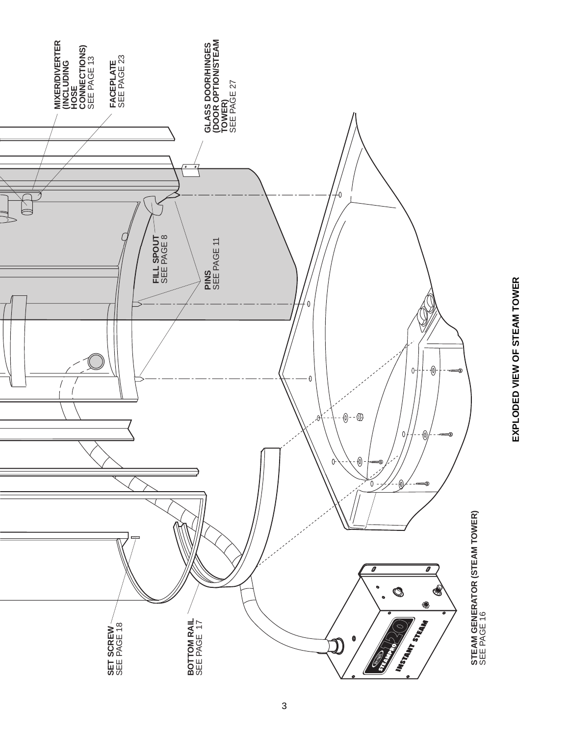MIXER/DIVERTER (INCLUDING HOSE CONNECTIONS)
SEE PAGE 13

FACEPLATE
SEE PAGE 23

GLASS DOOR/HINGES (DOOR OPTION/STEAM TOWER)
SEE PAGE 27

FILL SPOUT
SEE PAGE 8

PINS
SEE PAGE 11

SET SCREW
SEE PAGE 18

BOTTOM RAIL
SEE PAGE 17

STEAM GENERATOR (STEAM TOWER)
SEE PAGE 16

**EXPLODED VIEW OF STEAM TOWER**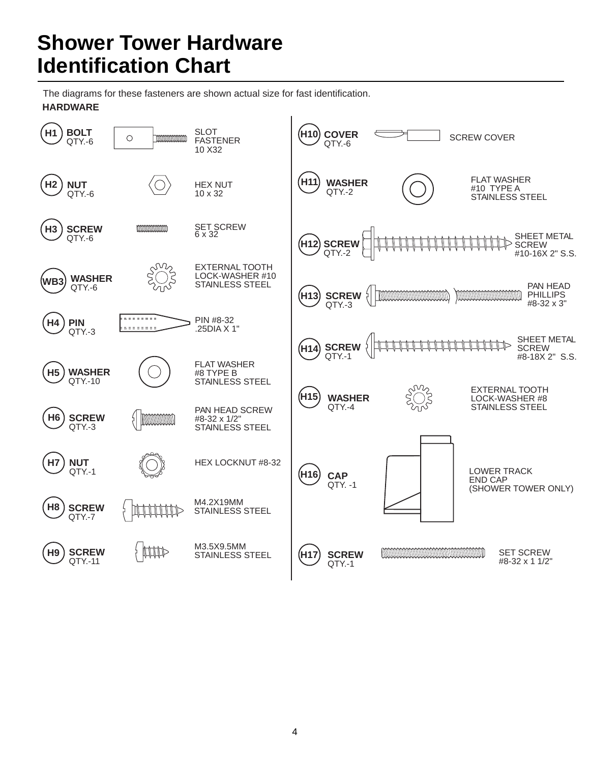# Shower Tower Hardware Identification Chart

The diagrams for these fasteners are shown actual size for fast identification.

**HARDWARE**

| ID | Part | Qty. | Description |
|---|---|---|---|
| H1 | **BOLT** | QTY.-6 | SLOT FASTENER 10 X32 |
| H2 | **NUT** | QTY.-6 | HEX NUT 10 x 32 |
| H3 | **SCREW** | QTY.-6 | SET SCREW 6 x 32 |
| WB3 | **WASHER** | QTY.-6 | EXTERNAL TOOTH LOCK-WASHER #10 STAINLESS STEEL |
| H4 | **PIN** | QTY.-3 | PIN #8-32 .25DIA X 1" |
| H5 | **WASHER** | QTY.-10 | FLAT WASHER #8 TYPE B STAINLESS STEEL |
| H6 | **SCREW** | QTY.-3 | PAN HEAD SCREW #8-32 x 1/2" STAINLESS STEEL |
| H7 | **NUT** | QTY.-1 | HEX LOCKNUT #8-32 |
| H8 | **SCREW** | QTY.-7 | M4.2X19MM STAINLESS STEEL |
| H9 | **SCREW** | QTY.-11 | M3.5X9.5MM STAINLESS STEEL |
| H10 | **COVER** | QTY.-6 | SCREW COVER |
| H11 | **WASHER** | QTY.-2 | FLAT WASHER #10 TYPE A STAINLESS STEEL |
| H12 | **SCREW** | QTY.-2 | SHEET METAL SCREW #10-16X 2" S.S. |
| H13 | **SCREW** | QTY.-3 | PAN HEAD PHILLIPS #8-32 x 3" |
| H14 | **SCREW** | QTY.-1 | SHEET METAL SCREW #8-18X 2" S.S. |
| H15 | **WASHER** | QTY.-4 | EXTERNAL TOOTH LOCK-WASHER #8 STAINLESS STEEL |
| H16 | **CAP** | QTY. -1 | LOWER TRACK END CAP (SHOWER TOWER ONLY) |
| H17 | **SCREW** | QTY.-1 | SET SCREW #8-32 x 1 1/2" |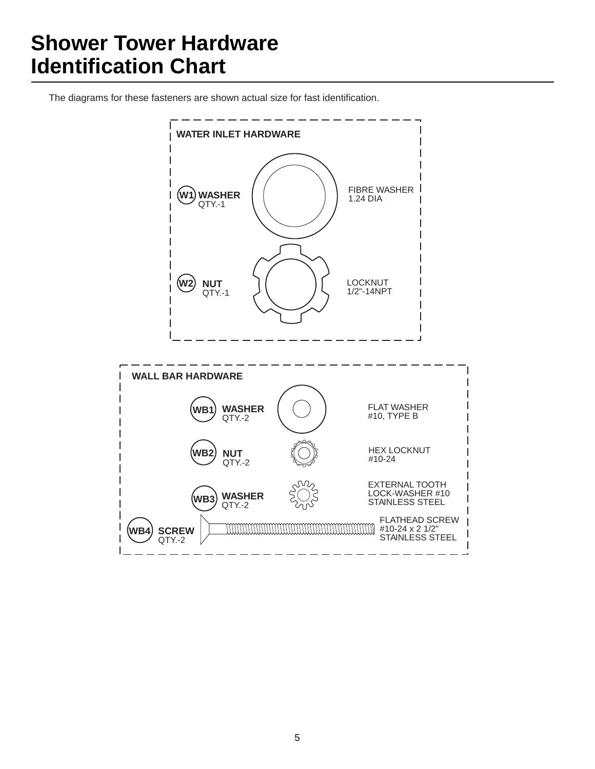# Shower Tower Hardware Identification Chart

The diagrams for these fasteners are shown actual size for fast identification.

## WATER INLET HARDWARE

| ID | Part | Qty. | Description |
| --- | --- | --- | --- |
| W1 | WASHER | QTY.-1 | FIBRE WASHER 1.24 DIA |
| W2 | NUT | QTY.-1 | LOCKNUT 1/2"-14NPT |

## WALL BAR HARDWARE

| ID | Part | Qty. | Description |
| --- | --- | --- | --- |
| WB1 | WASHER | QTY.-2 | FLAT WASHER #10, TYPE B |
| WB2 | NUT | QTY.-2 | HEX LOCKNUT #10-24 |
| WB3 | WASHER | QTY.-2 | EXTERNAL TOOTH LOCK-WASHER #10 STAINLESS STEEL |
| WB4 | SCREW | QTY.-2 | FLATHEAD SCREW #10-24 x 2 1/2" STAINLESS STEEL |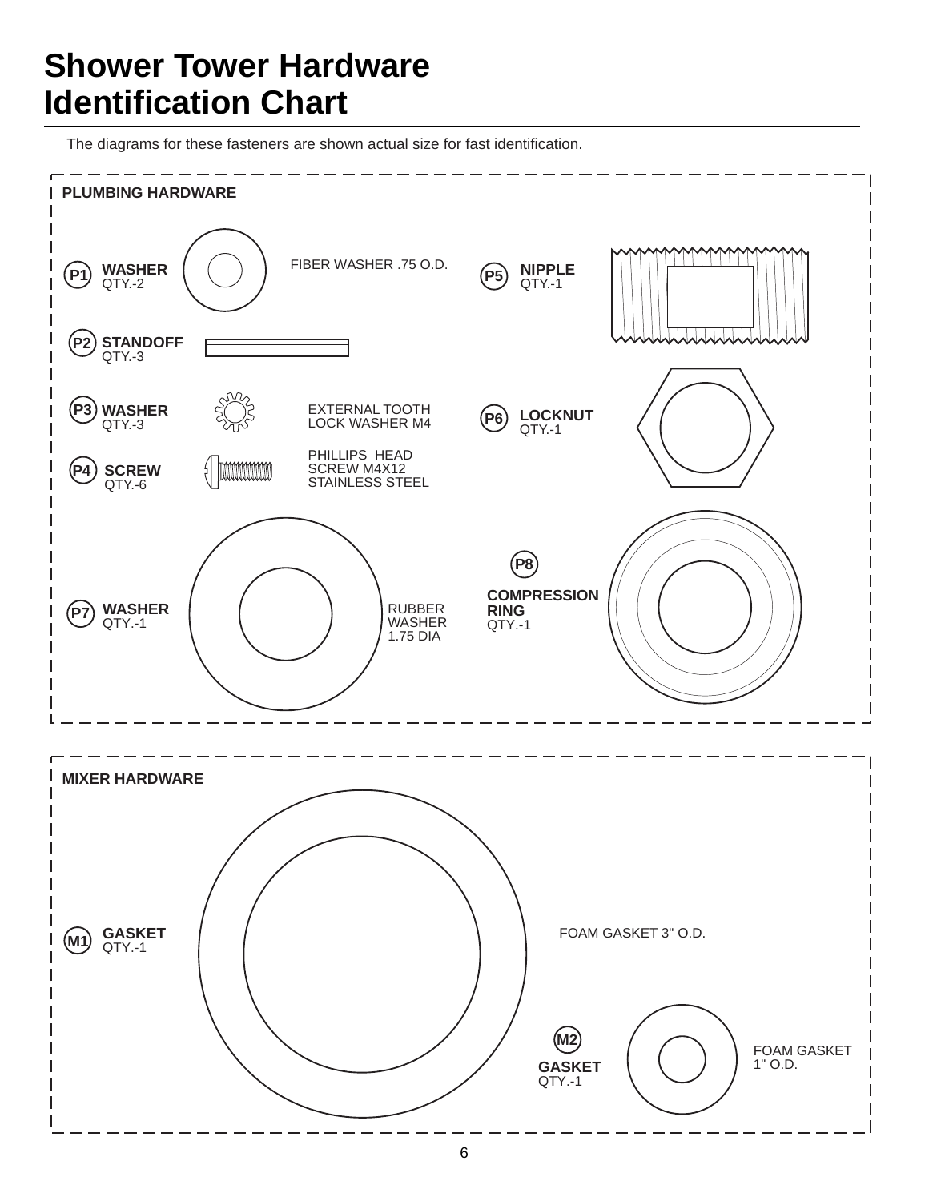# Shower Tower Hardware Identification Chart

The diagrams for these fasteners are shown actual size for fast identification.

## PLUMBING HARDWARE

**P1** **WASHER**
QTY.-2
FIBER WASHER .75 O.D.

**P2** **STANDOFF**
QTY.-3

**P3** **WASHER**
QTY.-3
EXTERNAL TOOTH LOCK WASHER M4

**P4** **SCREW**
QTY.-6
PHILLIPS HEAD SCREW M4X12 STAINLESS STEEL

**P5** **NIPPLE**
QTY.-1

**P6** **LOCKNUT**
QTY.-1

**P7** **WASHER**
QTY.-1
RUBBER WASHER 1.75 DIA

**P8** **COMPRESSION RING**
QTY.-1

## MIXER HARDWARE

**M1** **GASKET**
QTY.-1
FOAM GASKET 3" O.D.

**M2** **GASKET**
QTY.-1
FOAM GASKET 1" O.D.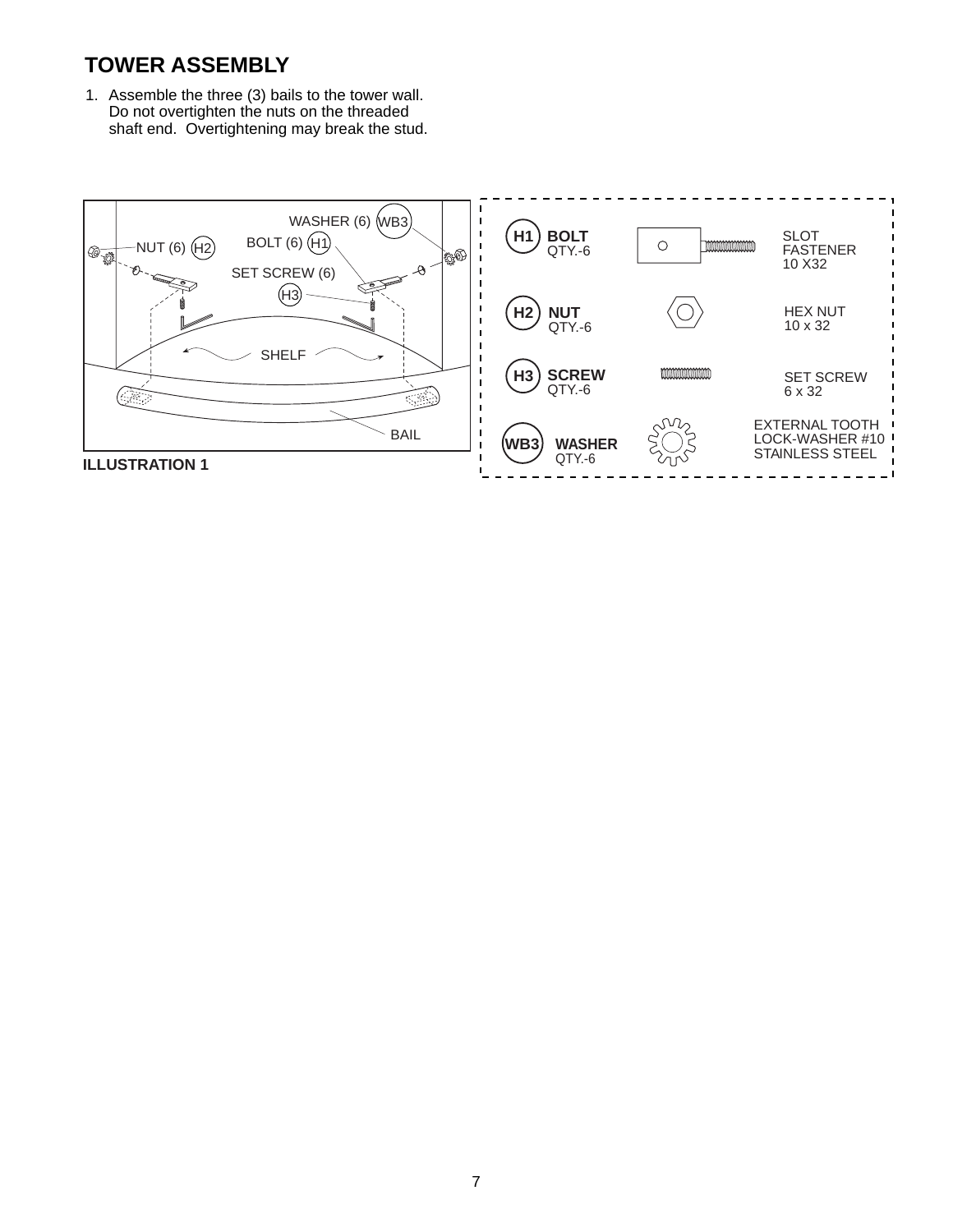## TOWER ASSEMBLY

1. Assemble the three (3) bails to the tower wall. Do not overtighten the nuts on the threaded shaft end. Overtightening may break the stud.

WASHER (6) WB3

NUT (6) H2

BOLT (6) H1

SET SCREW (6) H3

SHELF

BAIL

**ILLUSTRATION 1**

| | | |
|---|---|---|
| **H1 BOLT** QTY.-6 | | SLOT FASTENER 10 X32 |
| **H2 NUT** QTY.-6 | | HEX NUT 10 x 32 |
| **H3 SCREW** QTY.-6 | | SET SCREW 6 x 32 |
| **WB3 WASHER** QTY.-6 | | EXTERNAL TOOTH LOCK-WASHER #10 STAINLESS STEEL |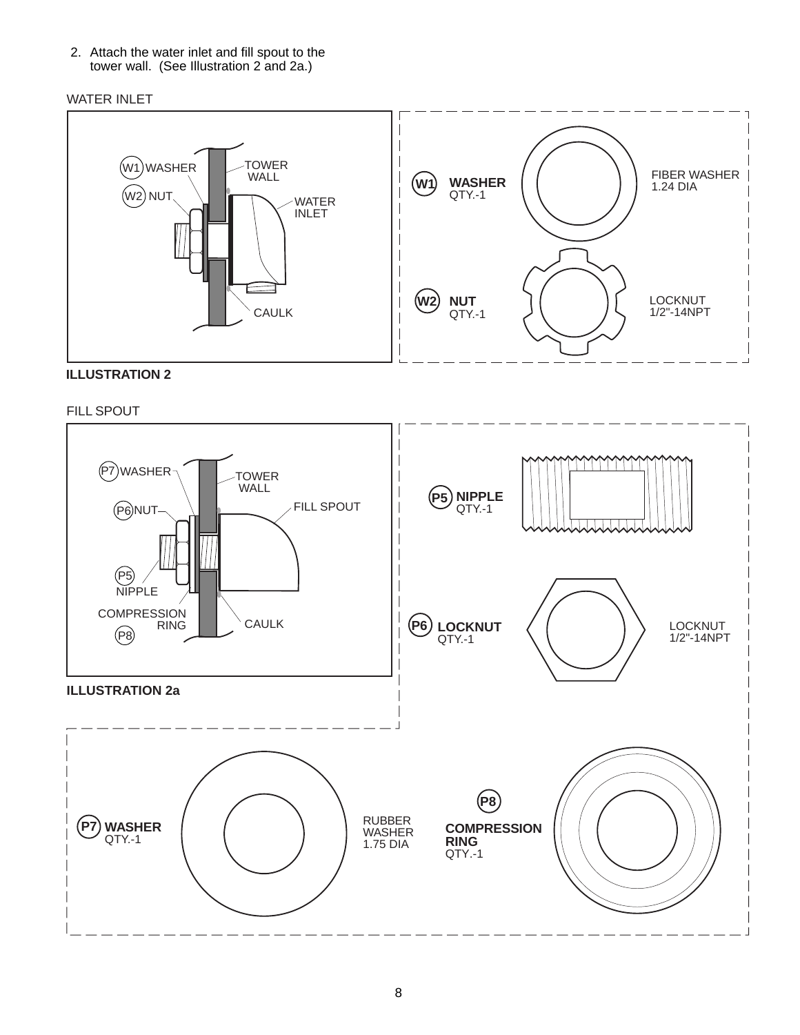2. Attach the water inlet and fill spout to the tower wall. (See Illustration 2 and 2a.)

WATER INLET

W1 WASHER
W2 NUT
TOWER WALL
WATER INLET
CAULK

**W1** **WASHER**
QTY.-1

FIBER WASHER
1.24 DIA

**W2** **NUT**
QTY.-1

LOCKNUT
1/2"-14NPT

**ILLUSTRATION 2**

FILL SPOUT

P7 WASHER
P6 NUT
P5 NIPPLE
COMPRESSION RING P8
TOWER WALL
FILL SPOUT
CAULK

**ILLUSTRATION 2a**

**P5** **NIPPLE**
QTY.-1

**P6** **LOCKNUT**
QTY.-1

LOCKNUT
1/2"-14NPT

**P7** **WASHER**
QTY.-1

RUBBER WASHER
1.75 DIA

**P8**
**COMPRESSION RING**
QTY.-1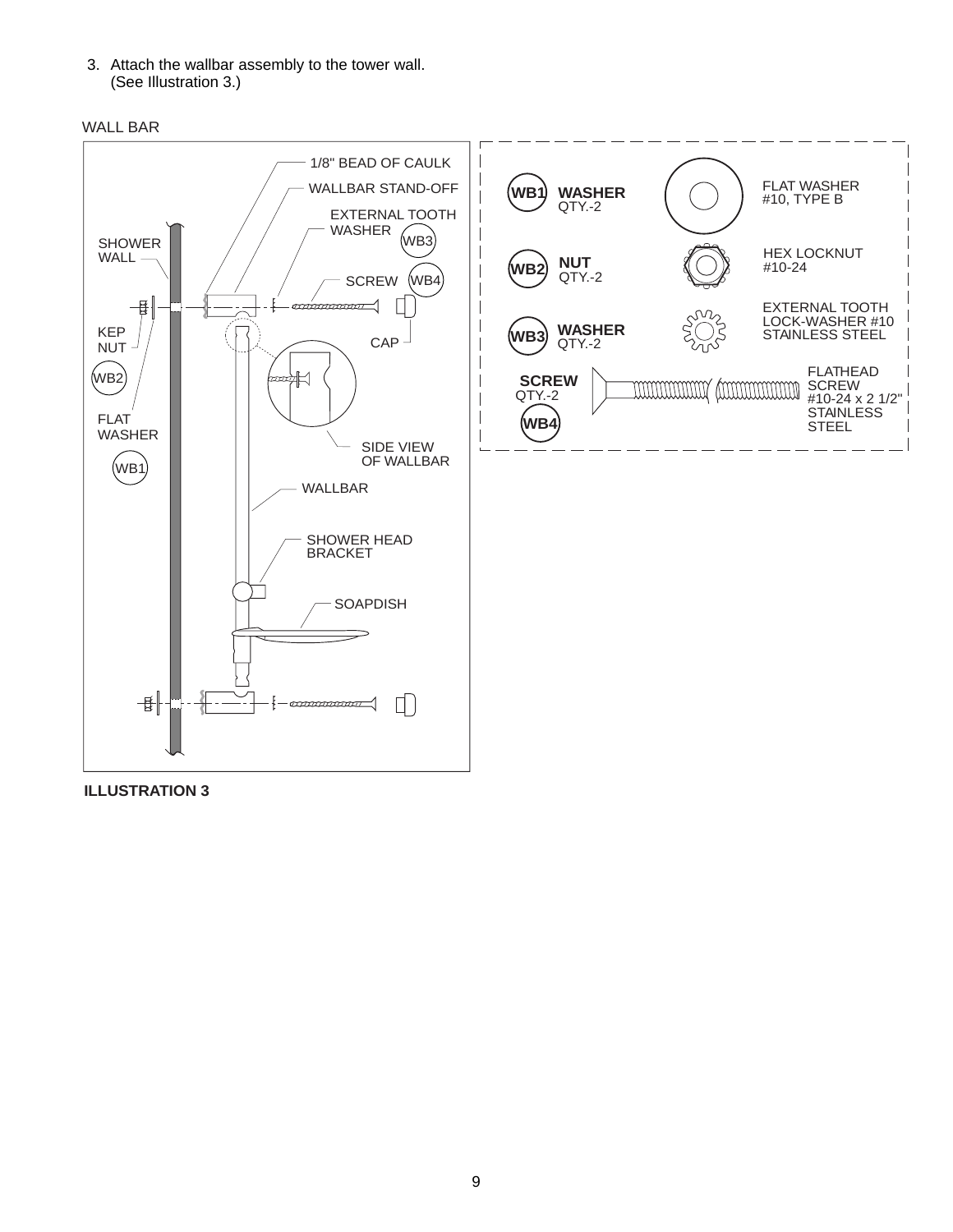3. Attach the wallbar assembly to the tower wall. (See Illustration 3.)

WALL BAR

1/8" BEAD OF CAULK

WALLBAR STAND-OFF

EXTERNAL TOOTH WASHER WB3

SHOWER WALL

SCREW WB4

KEP NUT

CAP

WB2

FLAT WASHER

WB1

SIDE VIEW OF WALLBAR

WALLBAR

SHOWER HEAD BRACKET

SOAPDISH

| Part | Name | Qty. | Description |
|---|---|---|---|
| WB1 | WASHER | QTY.-2 | FLAT WASHER #10, TYPE B |
| WB2 | NUT | QTY.-2 | HEX LOCKNUT #10-24 |
| WB3 | WASHER | QTY.-2 | EXTERNAL TOOTH LOCK-WASHER #10 STAINLESS STEEL |
| WB4 | SCREW | QTY.-2 | FLATHEAD SCREW #10-24 x 2 1/2" STAINLESS STEEL |

**ILLUSTRATION 3**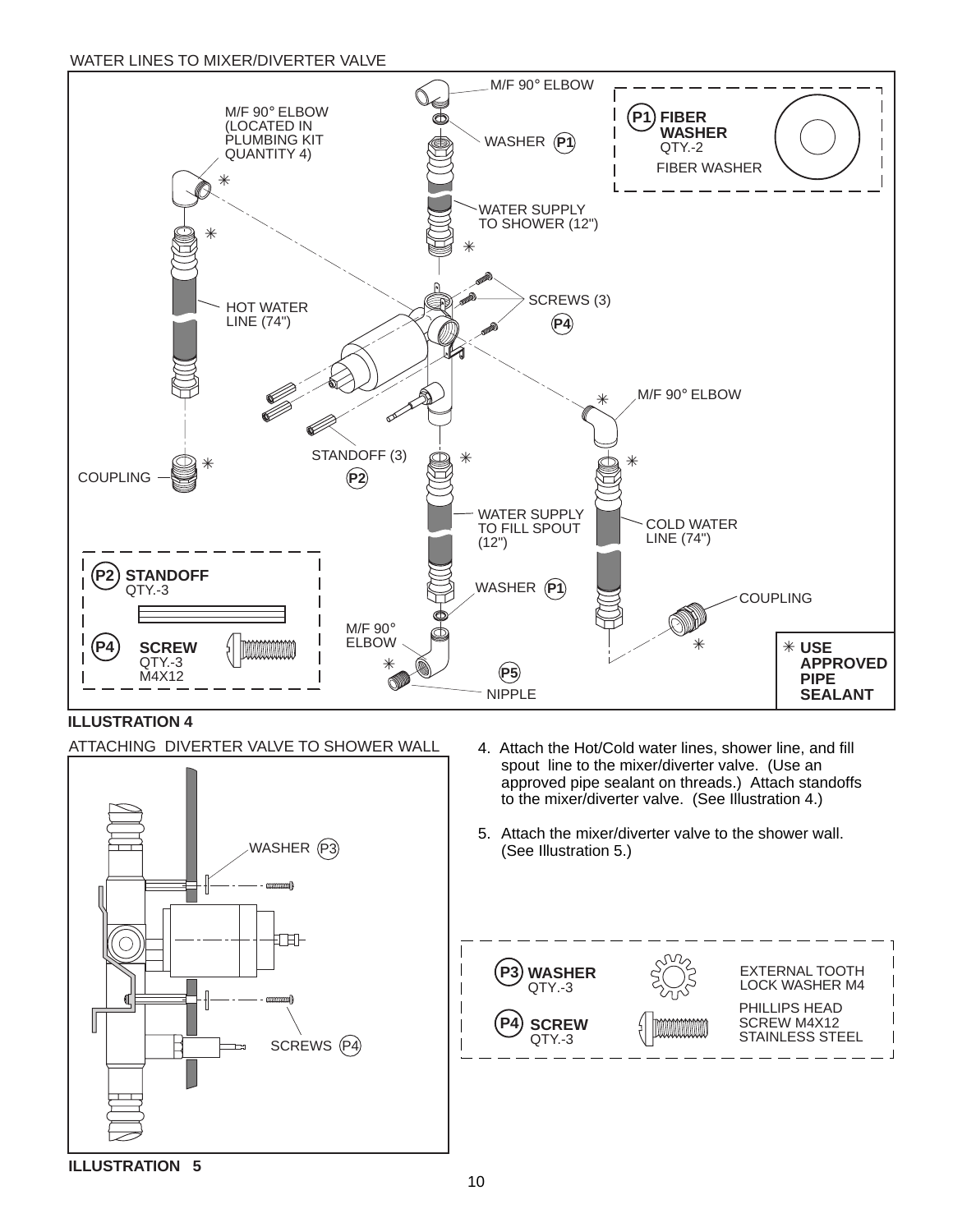WATER LINES TO MIXER/DIVERTER VALVE

M/F 90° ELBOW

M/F 90° ELBOW (LOCATED IN PLUMBING KIT QUANTITY 4)

WASHER (P1)

**(P1) FIBER WASHER**
QTY.-2
FIBER WASHER

WATER SUPPLY TO SHOWER (12")

HOT WATER LINE (74")

SCREWS (3) (P4)

M/F 90° ELBOW

STANDOFF (3) (P2)

COUPLING

WATER SUPPLY TO FILL SPOUT (12")

COLD WATER LINE (74")

**(P2) STANDOFF**
QTY.-3

WASHER (P1)

COUPLING

M/F 90° ELBOW

**(P4) SCREW**
QTY.-3
M4X12

(P5) NIPPLE

✳ **USE APPROVED PIPE SEALANT**

**ILLUSTRATION 4**

ATTACHING DIVERTER VALVE TO SHOWER WALL

WASHER (P3)

SCREWS (P4)

**ILLUSTRATION 5**

4. Attach the Hot/Cold water lines, shower line, and fill spout line to the mixer/diverter valve. (Use an approved pipe sealant on threads.) Attach standoffs to the mixer/diverter valve. (See Illustration 4.)

5. Attach the mixer/diverter valve to the shower wall. (See Illustration 5.)

**(P3) WASHER**
QTY.-3
EXTERNAL TOOTH LOCK WASHER M4

**(P4) SCREW**
QTY.-3
PHILLIPS HEAD SCREW M4X12 STAINLESS STEEL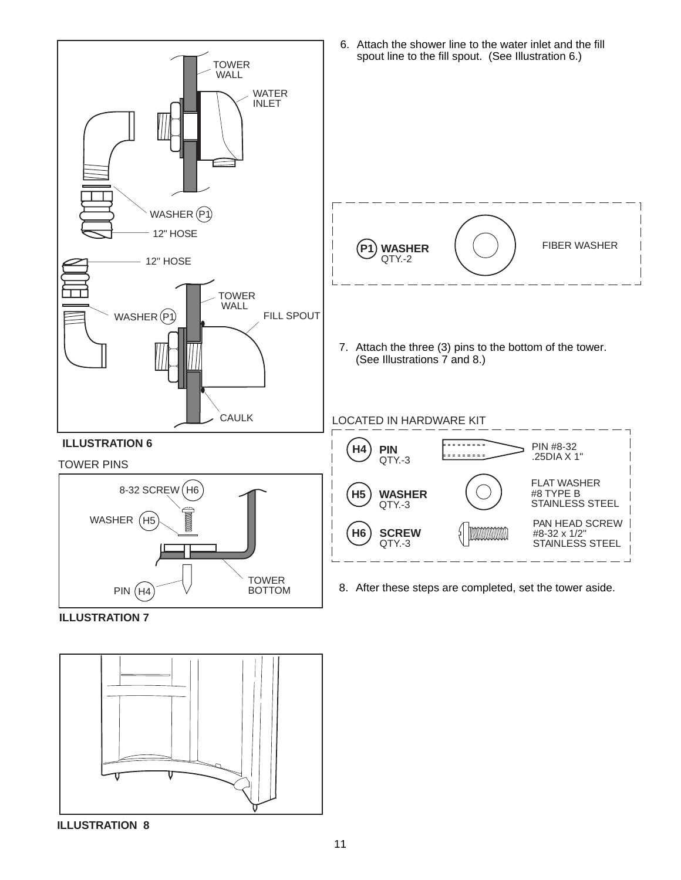6. Attach the shower line to the water inlet and the fill spout line to the fill spout. (See Illustration 6.)

TOWER WALL

WATER INLET

WASHER P1

12" HOSE

12" HOSE

TOWER WALL

WASHER P1

FILL SPOUT

CAULK

**ILLUSTRATION 6**

| | | |
|---|---|---|
| **P1 WASHER** QTY.-2 | | FIBER WASHER |

7. Attach the three (3) pins to the bottom of the tower. (See Illustrations 7 and 8.)

TOWER PINS

8-32 SCREW H6

WASHER H5

PIN H4

TOWER BOTTOM

**ILLUSTRATION 7**

LOCATED IN HARDWARE KIT

| | | |
|---|---|---|
| **H4 PIN** QTY.-3 | | PIN #8-32 .25DIA X 1" |
| **H5 WASHER** QTY.-3 | | FLAT WASHER #8 TYPE B STAINLESS STEEL |
| **H6 SCREW** QTY.-3 | | PAN HEAD SCREW #8-32 x 1/2" STAINLESS STEEL |

8. After these steps are completed, set the tower aside.

**ILLUSTRATION 8**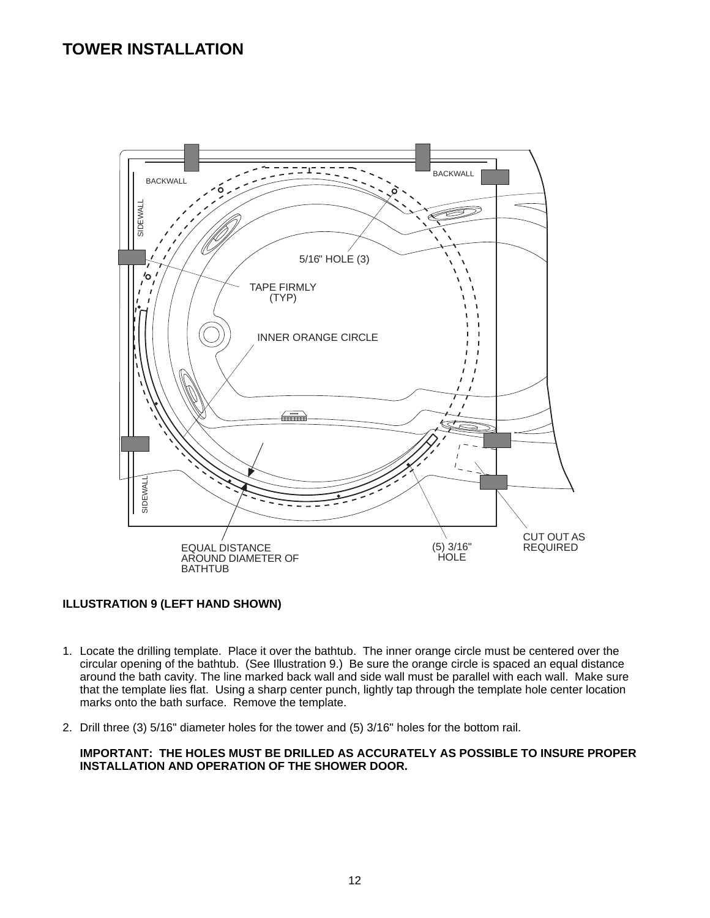# TOWER INSTALLATION

**ILLUSTRATION 9 (LEFT HAND SHOWN)**

1. Locate the drilling template. Place it over the bathtub. The inner orange circle must be centered over the circular opening of the bathtub. (See Illustration 9.) Be sure the orange circle is spaced an equal distance around the bath cavity. The line marked back wall and side wall must be parallel with each wall. Make sure that the template lies flat. Using a sharp center punch, lightly tap through the template hole center location marks onto the bath surface. Remove the template.

2. Drill three (3) 5/16" diameter holes for the tower and (5) 3/16" holes for the bottom rail.

   **IMPORTANT: THE HOLES MUST BE DRILLED AS ACCURATELY AS POSSIBLE TO INSURE PROPER INSTALLATION AND OPERATION OF THE SHOWER DOOR.**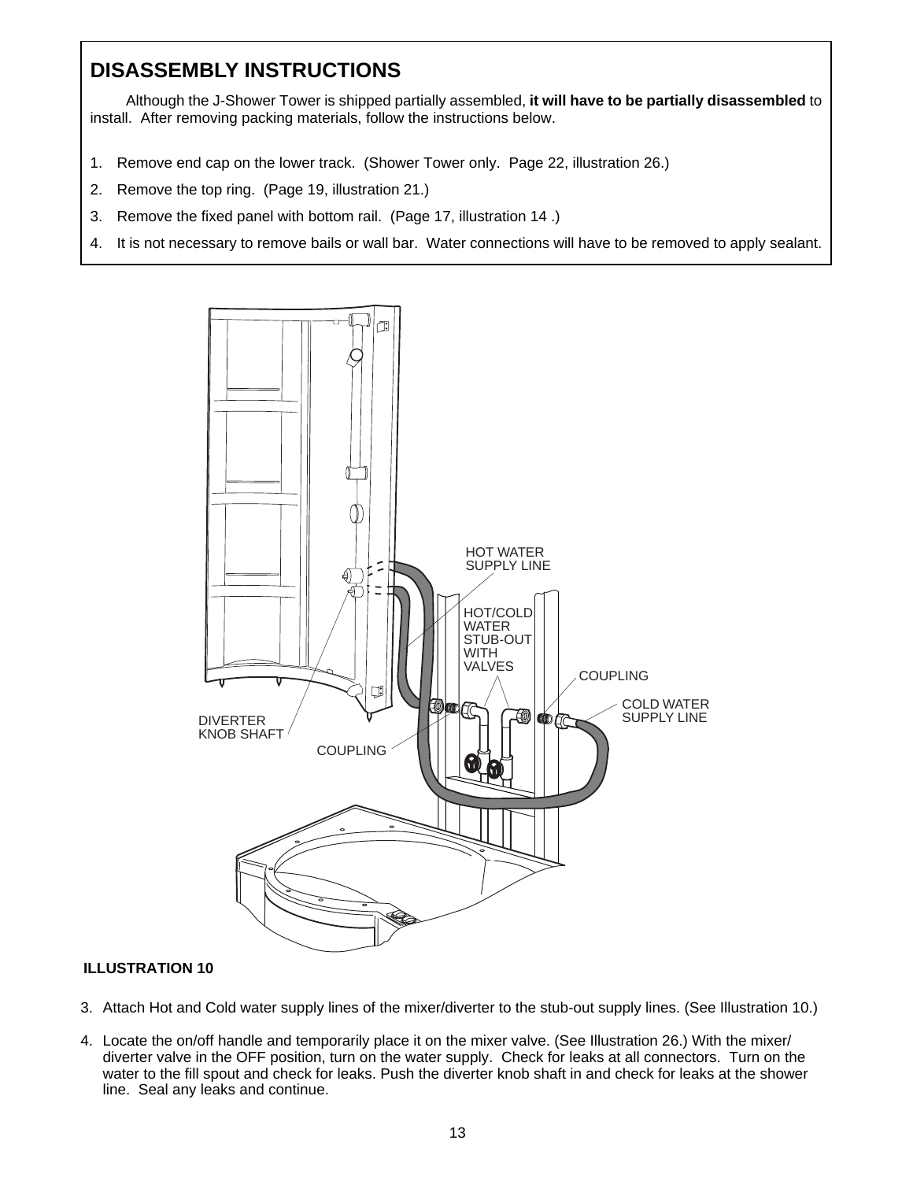## DISASSEMBLY INSTRUCTIONS

Although the J-Shower Tower is shipped partially assembled, **it will have to be partially disassembled** to install. After removing packing materials, follow the instructions below.

1. Remove end cap on the lower track. (Shower Tower only. Page 22, illustration 26.)
2. Remove the top ring. (Page 19, illustration 21.)
3. Remove the fixed panel with bottom rail. (Page 17, illustration 14 .)
4. It is not necessary to remove bails or wall bar. Water connections will have to be removed to apply sealant.

HOT WATER SUPPLY LINE

HOT/COLD WATER STUB-OUT WITH VALVES

COUPLING

COLD WATER SUPPLY LINE

DIVERTER KNOB SHAFT

COUPLING

**ILLUSTRATION 10**

3. Attach Hot and Cold water supply lines of the mixer/diverter to the stub-out supply lines. (See Illustration 10.)
4. Locate the on/off handle and temporarily place it on the mixer valve. (See Illustration 26.) With the mixer/diverter valve in the OFF position, turn on the water supply. Check for leaks at all connectors. Turn on the water to the fill spout and check for leaks. Push the diverter knob shaft in and check for leaks at the shower line. Seal any leaks and continue.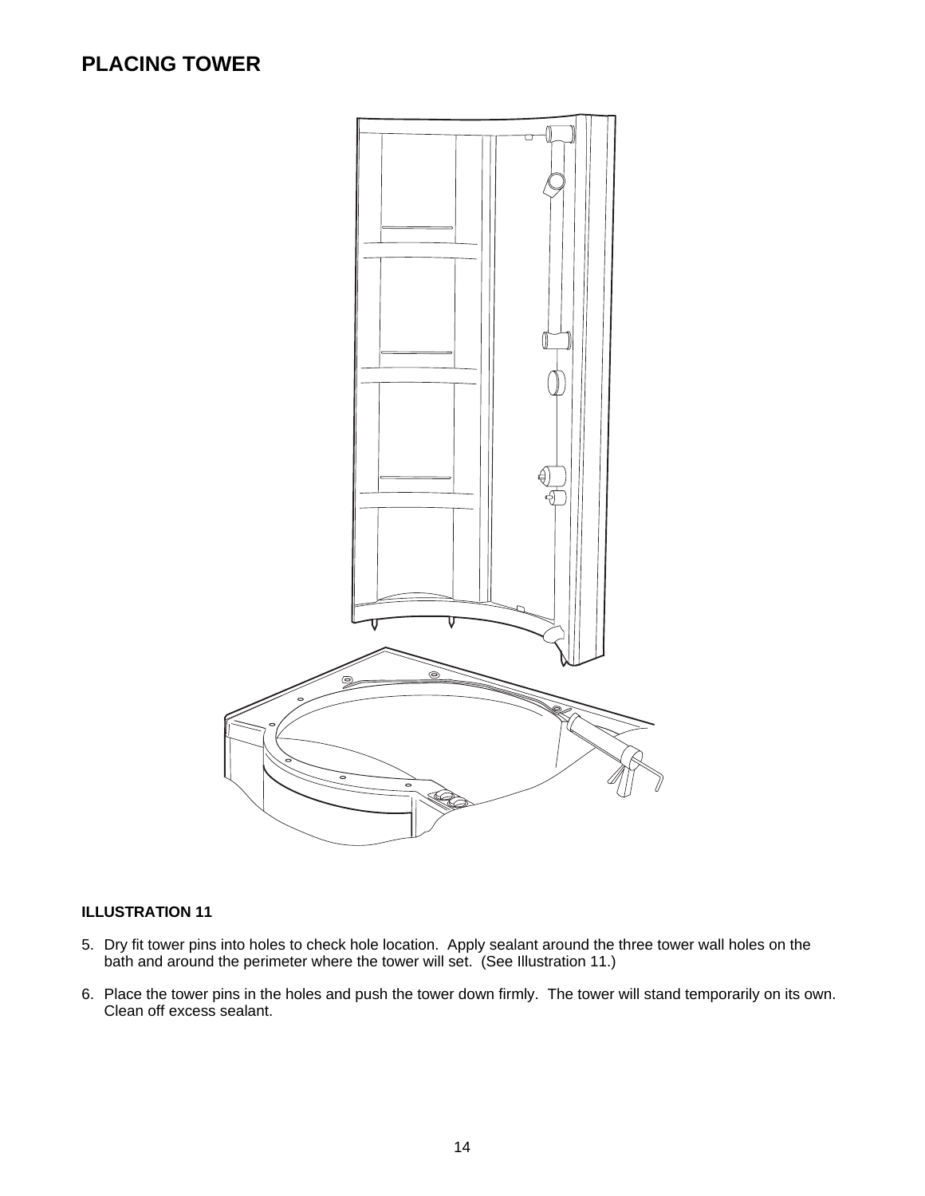# PLACING TOWER

**ILLUSTRATION 11**

5. Dry fit tower pins into holes to check hole location. Apply sealant around the three tower wall holes on the bath and around the perimeter where the tower will set. (See Illustration 11.)

6. Place the tower pins in the holes and push the tower down firmly. The tower will stand temporarily on its own. Clean off excess sealant.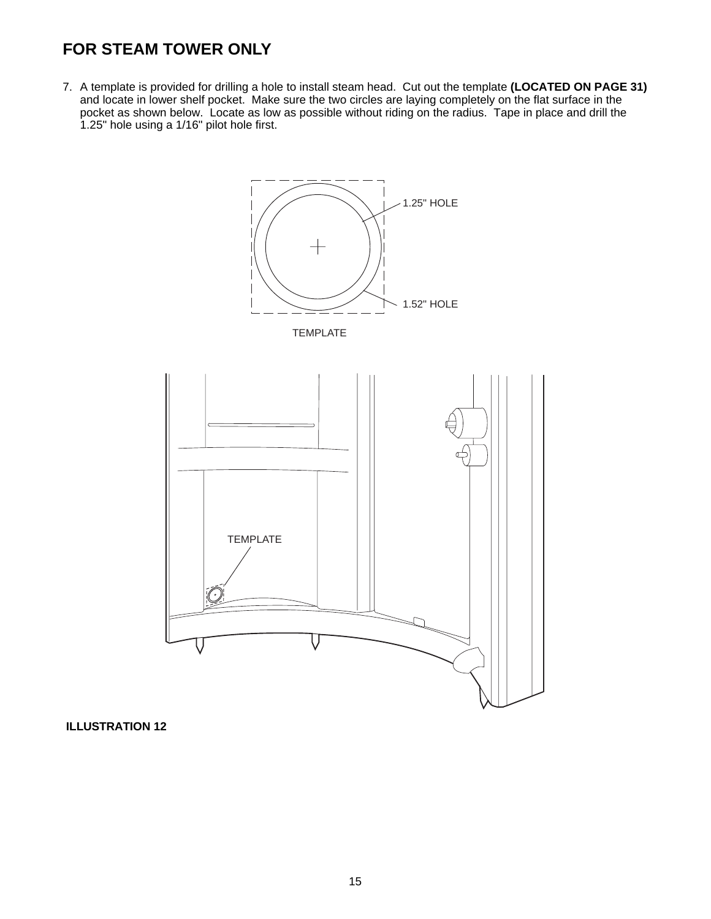# FOR STEAM TOWER ONLY

7. A template is provided for drilling a hole to install steam head. Cut out the template **(LOCATED ON PAGE 31)** and locate in lower shelf pocket. Make sure the two circles are laying completely on the flat surface in the pocket as shown below. Locate as low as possible without riding on the radius. Tape in place and drill the 1.25" hole using a 1/16" pilot hole first.

1.25" HOLE

1.52" HOLE

TEMPLATE

TEMPLATE

**ILLUSTRATION 12**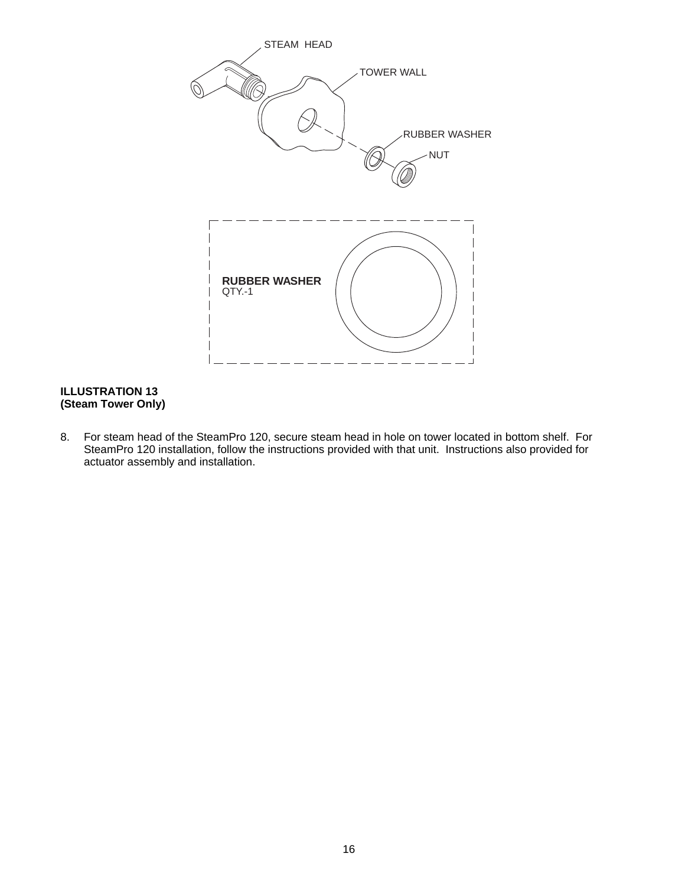STEAM HEAD

TOWER WALL

RUBBER WASHER

NUT

**RUBBER WASHER**
QTY.-1

**ILLUSTRATION 13**
**(Steam Tower Only)**

8. For steam head of the SteamPro 120, secure steam head in hole on tower located in bottom shelf. For SteamPro 120 installation, follow the instructions provided with that unit. Instructions also provided for actuator assembly and installation.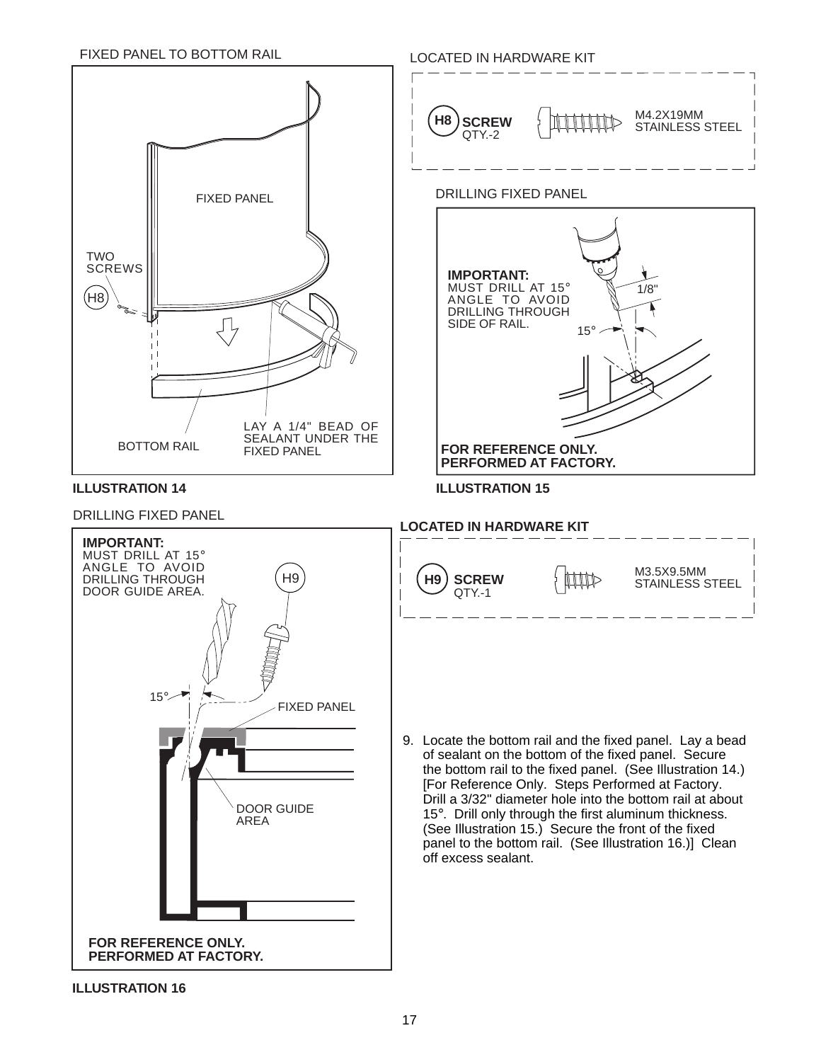FIXED PANEL TO BOTTOM RAIL

FIXED PANEL

TWO SCREWS

H8

BOTTOM RAIL

LAY A 1/4" BEAD OF SEALANT UNDER THE FIXED PANEL

**ILLUSTRATION 14**

LOCATED IN HARDWARE KIT

**H8** **SCREW** QTY.-2 — M4.2X19MM STAINLESS STEEL

DRILLING FIXED PANEL

**IMPORTANT:** MUST DRILL AT 15° ANGLE TO AVOID DRILLING THROUGH SIDE OF RAIL.

1/8"

15°

**FOR REFERENCE ONLY. PERFORMED AT FACTORY.**

**ILLUSTRATION 15**

DRILLING FIXED PANEL

**IMPORTANT:** MUST DRILL AT 15° ANGLE TO AVOID DRILLING THROUGH DOOR GUIDE AREA.

H9

15°

FIXED PANEL

DOOR GUIDE AREA

**FOR REFERENCE ONLY. PERFORMED AT FACTORY.**

**ILLUSTRATION 16**

**LOCATED IN HARDWARE KIT**

**H9** **SCREW** QTY.-1 — M3.5X9.5MM STAINLESS STEEL

9. Locate the bottom rail and the fixed panel. Lay a bead of sealant on the bottom of the fixed panel. Secure the bottom rail to the fixed panel. (See Illustration 14.) [For Reference Only. Steps Performed at Factory. Drill a 3/32" diameter hole into the bottom rail at about 15°. Drill only through the first aluminum thickness. (See Illustration 15.) Secure the front of the fixed panel to the bottom rail. (See Illustration 16.)] Clean off excess sealant.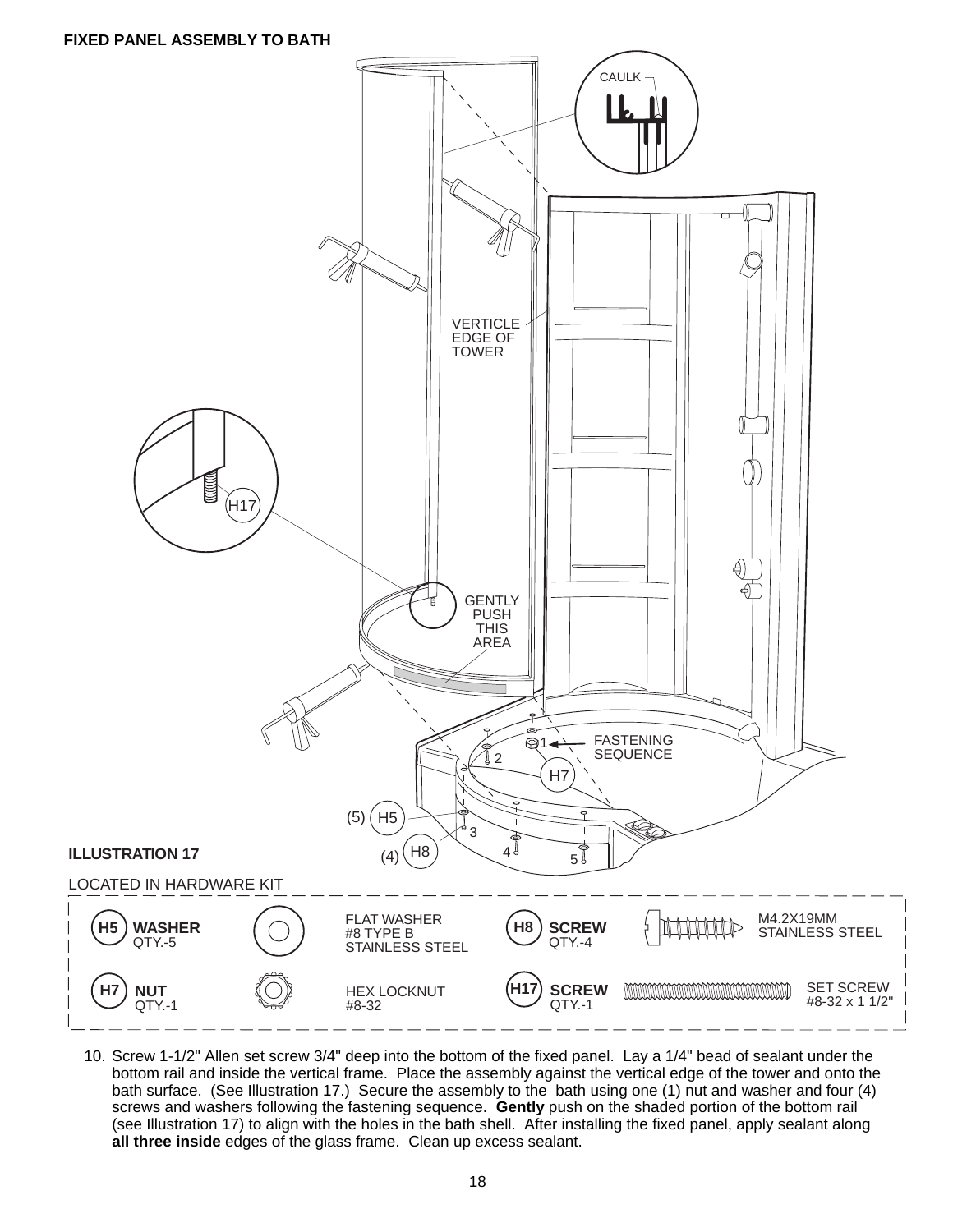## FIXED PANEL ASSEMBLY TO BATH

CAULK

VERTICLE EDGE OF TOWER

GENTLY PUSH THIS AREA

H17

FASTENING SEQUENCE

1 2 3 4 5

H7

(5) H5

(4) H8

**ILLUSTRATION 17**

LOCATED IN HARDWARE KIT

| | | | | | |
|---|---|---|---|---|---|
| **H5 WASHER** QTY.-5 | | FLAT WASHER #8 TYPE B STAINLESS STEEL | **H8 SCREW** QTY.-4 | | M4.2X19MM STAINLESS STEEL |
| **H7 NUT** QTY.-1 | | HEX LOCKNUT #8-32 | **H17 SCREW** QTY.-1 | | SET SCREW #8-32 x 1 1/2" |

10. Screw 1-1/2" Allen set screw 3/4" deep into the bottom of the fixed panel. Lay a 1/4" bead of sealant under the bottom rail and inside the vertical frame. Place the assembly against the vertical edge of the tower and onto the bath surface. (See Illustration 17.) Secure the assembly to the bath using one (1) nut and washer and four (4) screws and washers following the fastening sequence. **Gently** push on the shaded portion of the bottom rail (see Illustration 17) to align with the holes in the bath shell. After installing the fixed panel, apply sealant along **all three inside** edges of the glass frame. Clean up excess sealant.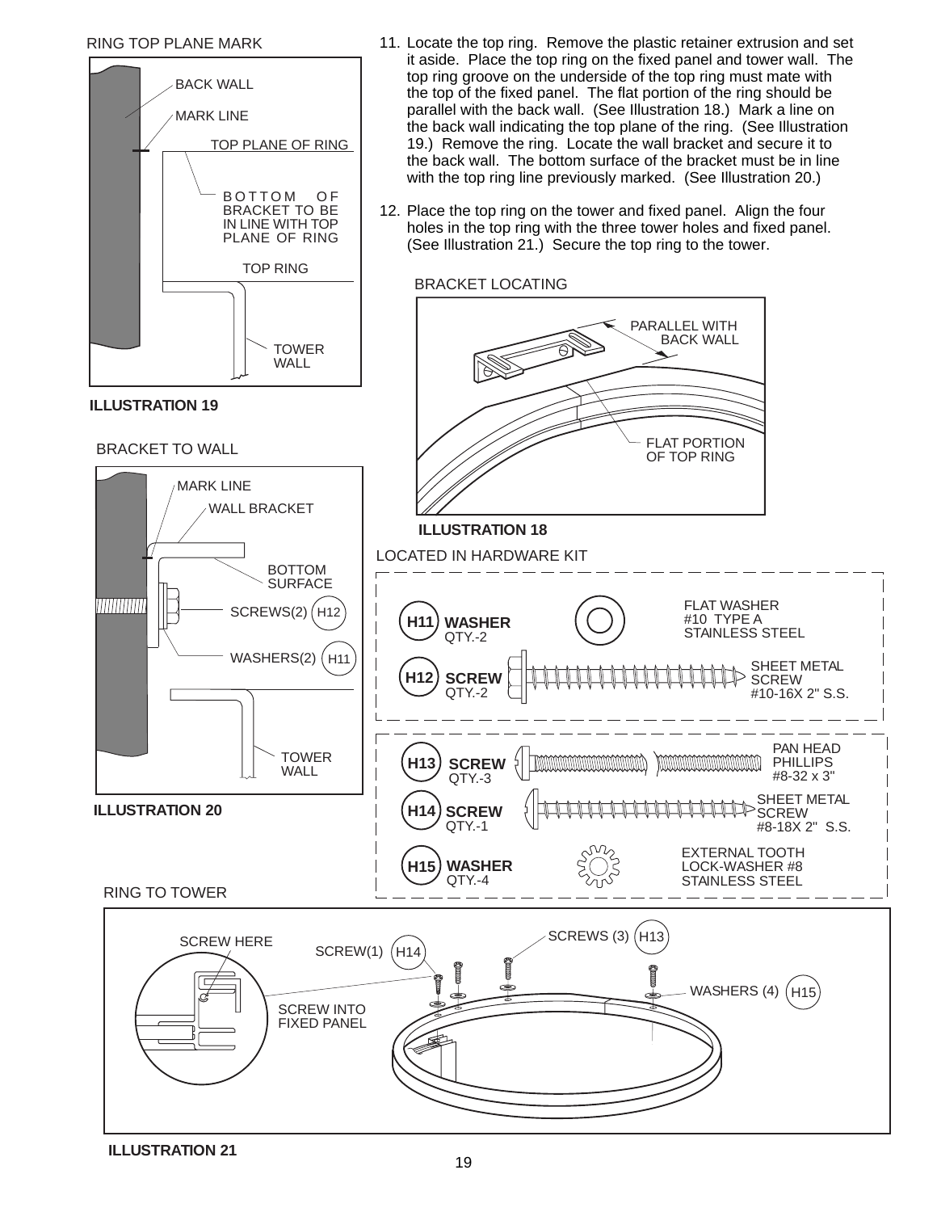11. Locate the top ring. Remove the plastic retainer extrusion and set it aside. Place the top ring on the fixed panel and tower wall. The top ring groove on the underside of the top ring must mate with the top of the fixed panel. The flat portion of the ring should be parallel with the back wall. (See Illustration 18.) Mark a line on the back wall indicating the top plane of the ring. (See Illustration 19.) Remove the ring. Locate the wall bracket and secure it to the back wall. The bottom surface of the bracket must be in line with the top ring line previously marked. (See Illustration 20.)

12. Place the top ring on the tower and fixed panel. Align the four holes in the top ring with the three tower holes and fixed panel. (See Illustration 21.) Secure the top ring to the tower.

RING TOP PLANE MARK

BACK WALL
MARK LINE
TOP PLANE OF RING
BOTTOM OF BRACKET TO BE IN LINE WITH TOP PLANE OF RING
TOP RING
TOWER WALL

**ILLUSTRATION 19**

BRACKET LOCATING

PARALLEL WITH BACK WALL
FLAT PORTION OF TOP RING

**ILLUSTRATION 18**

BRACKET TO WALL

MARK LINE
WALL BRACKET
BOTTOM SURFACE
SCREWS(2) H12
WASHERS(2) H11
TOWER WALL

**ILLUSTRATION 20**

LOCATED IN HARDWARE KIT

| Item | Name | Qty | Description |
|---|---|---|---|
| H11 | WASHER | QTY.-2 | FLAT WASHER #10 TYPE A STAINLESS STEEL |
| H12 | SCREW | QTY.-2 | SHEET METAL SCREW #10-16X 2" S.S. |
| H13 | SCREW | QTY.-3 | PAN HEAD PHILLIPS #8-32 x 3" |
| H14 | SCREW | QTY.-1 | SHEET METAL SCREW #8-18X 2" S.S. |
| H15 | WASHER | QTY.-4 | EXTERNAL TOOTH LOCK-WASHER #8 STAINLESS STEEL |

RING TO TOWER

SCREW HERE
SCREW(1) H14
SCREWS (3) H13
WASHERS (4) H15
SCREW INTO FIXED PANEL

**ILLUSTRATION 21**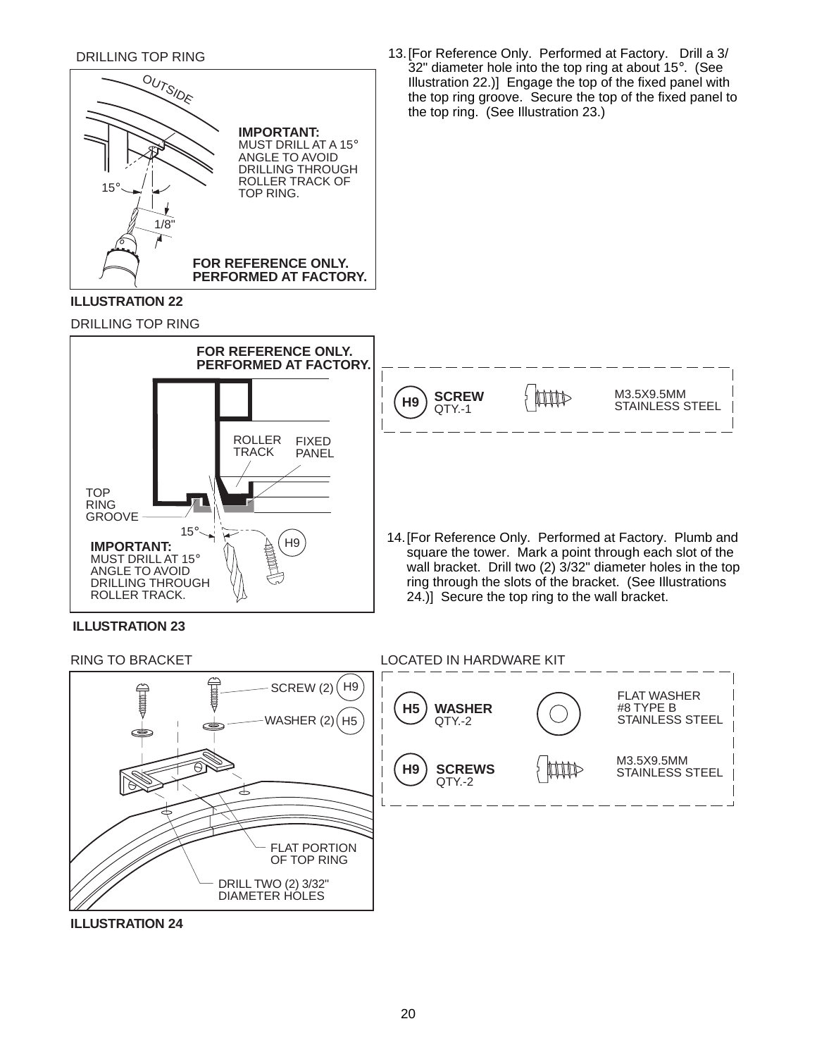DRILLING TOP RING

OUTSIDE

**IMPORTANT:** MUST DRILL AT A 15° ANGLE TO AVOID DRILLING THROUGH ROLLER TRACK OF TOP RING.

15°

1/8"

**FOR REFERENCE ONLY. PERFORMED AT FACTORY.**

**ILLUSTRATION 22**

13. [For Reference Only. Performed at Factory. Drill a 3/32" diameter hole into the top ring at about 15°. (See Illustration 22.)] Engage the top of the fixed panel with the top ring groove. Secure the top of the fixed panel to the top ring. (See Illustration 23.)

DRILLING TOP RING

**FOR REFERENCE ONLY. PERFORMED AT FACTORY.**

ROLLER TRACK

FIXED PANEL

TOP RING GROOVE

15°

H9

**IMPORTANT:** MUST DRILL AT 15° ANGLE TO AVOID DRILLING THROUGH ROLLER TRACK.

**ILLUSTRATION 23**

| | | |
|---|---|---|
| H9 **SCREW** QTY.-1 | | M3.5X9.5MM STAINLESS STEEL |

14. [For Reference Only. Performed at Factory. Plumb and square the tower. Mark a point through each slot of the wall bracket. Drill two (2) 3/32" diameter holes in the top ring through the slots of the bracket. (See Illustrations 24.)] Secure the top ring to the wall bracket.

RING TO BRACKET

SCREW (2) H9

WASHER (2) H5

FLAT PORTION OF TOP RING

DRILL TWO (2) 3/32" DIAMETER HOLES

**ILLUSTRATION 24**

LOCATED IN HARDWARE KIT

| | | |
|---|---|---|
| H5 **WASHER** QTY.-2 | | FLAT WASHER #8 TYPE B STAINLESS STEEL |
| H9 **SCREWS** QTY.-2 | | M3.5X9.5MM STAINLESS STEEL |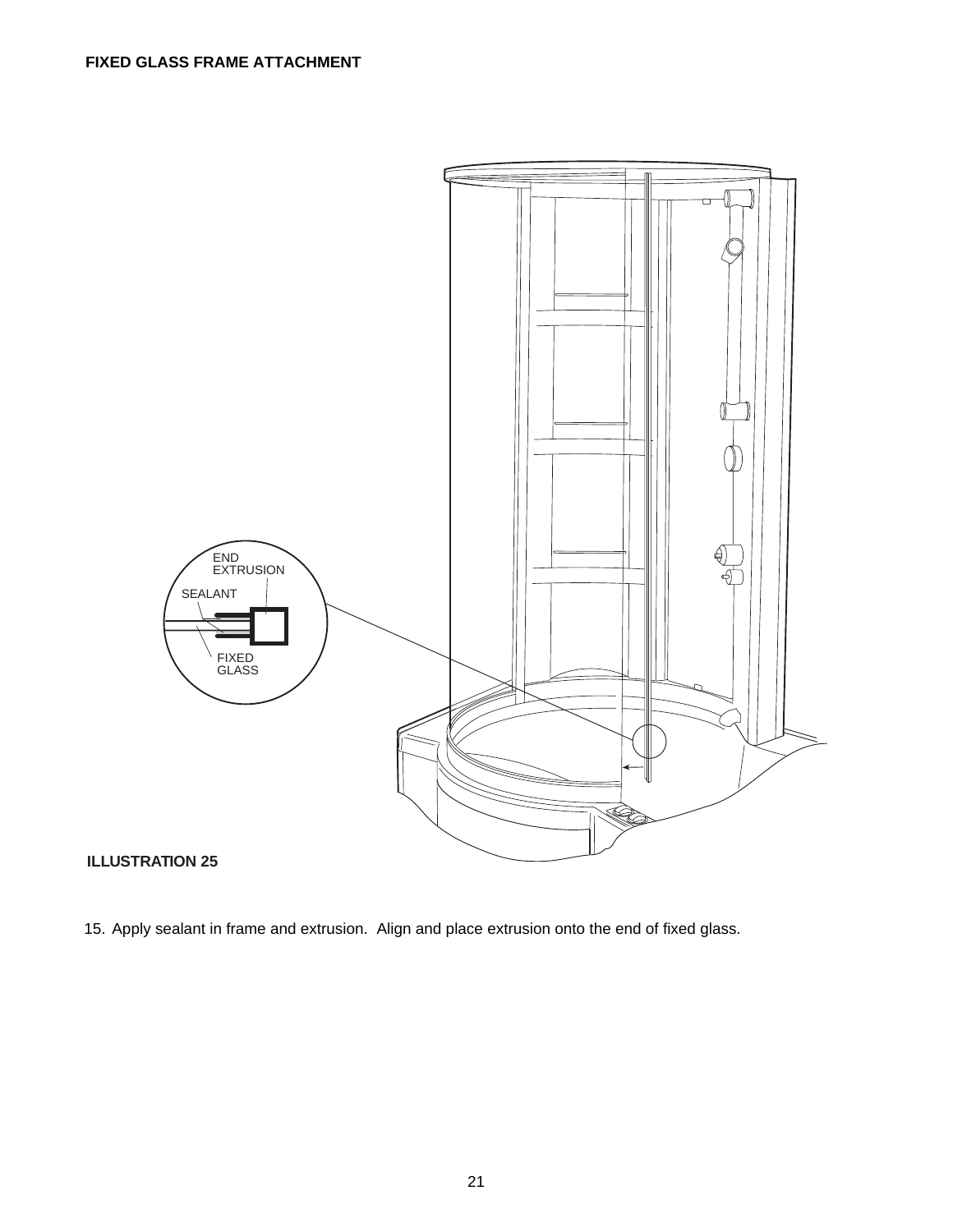**FIXED GLASS FRAME ATTACHMENT**

**ILLUSTRATION 25**

15. Apply sealant in frame and extrusion. Align and place extrusion onto the end of fixed glass.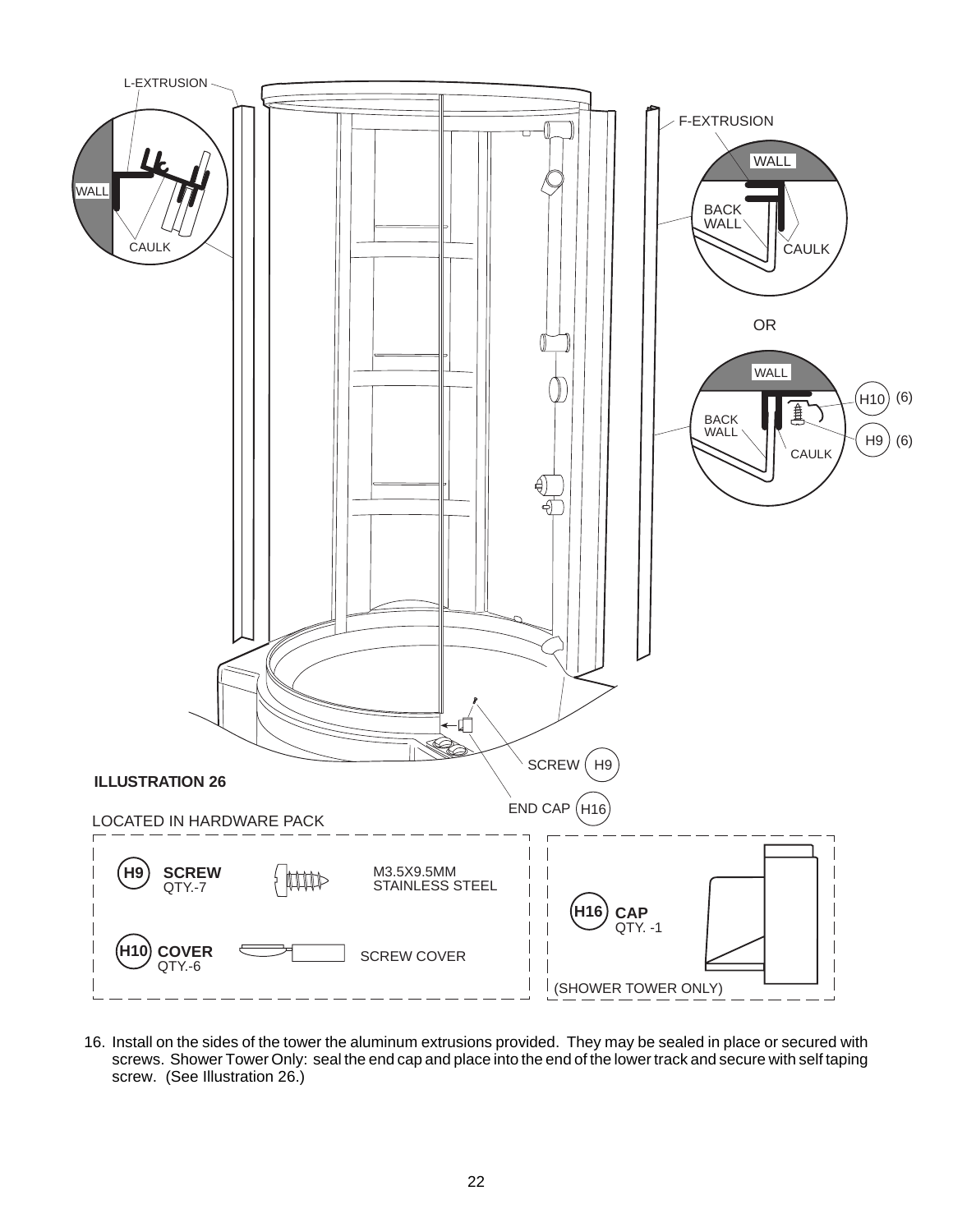**ILLUSTRATION 26**

LOCATED IN HARDWARE PACK

| | | | |
|---|---|---|---|
| H9 | **SCREW** QTY.-7 | M3.5X9.5MM STAINLESS STEEL | |
| H10 | **COVER** QTY.-6 | SCREW COVER | |
| H16 | **CAP** QTY. -1 | (SHOWER TOWER ONLY) | |

16. Install on the sides of the tower the aluminum extrusions provided. They may be sealed in place or secured with screws. Shower Tower Only: seal the end cap and place into the end of the lower track and secure with self taping screw. (See Illustration 26.)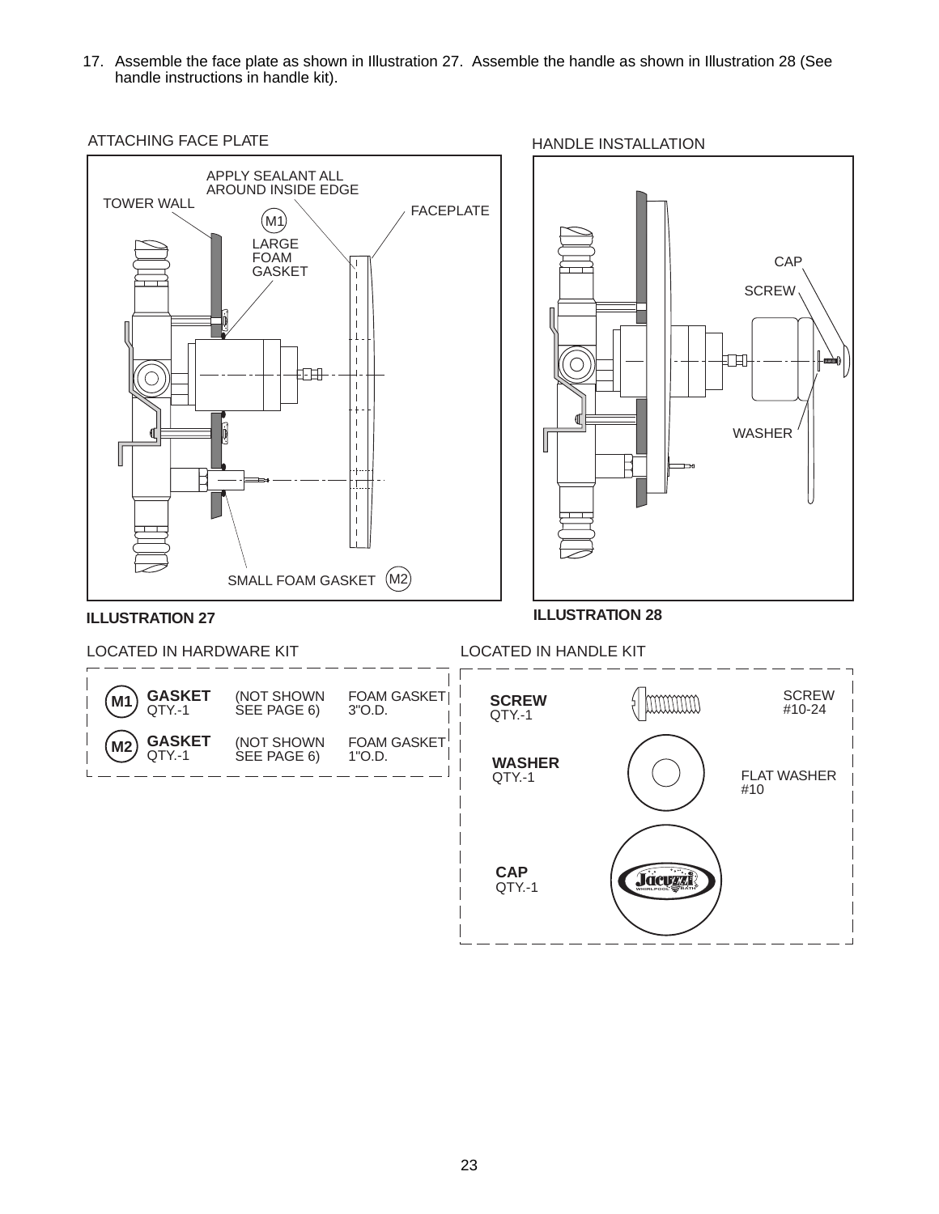17. Assemble the face plate as shown in Illustration 27. Assemble the handle as shown in Illustration 28 (See handle instructions in handle kit).

ATTACHING FACE PLATE

TOWER WALL

APPLY SEALANT ALL AROUND INSIDE EDGE

FACEPLATE

M1 LARGE FOAM GASKET

SMALL FOAM GASKET M2

**ILLUSTRATION 27**

HANDLE INSTALLATION

CAP

SCREW

WASHER

**ILLUSTRATION 28**

LOCATED IN HARDWARE KIT

| | | | |
|---|---|---|---|
| M1 | **GASKET** QTY.-1 | (NOT SHOWN SEE PAGE 6) | FOAM GASKET 3"O.D. |
| M2 | **GASKET** QTY.-1 | (NOT SHOWN SEE PAGE 6) | FOAM GASKET 1"O.D. |

LOCATED IN HANDLE KIT

| | |
|---|---|
| **SCREW** QTY.-1 | SCREW #10-24 |
| **WASHER** QTY.-1 | FLAT WASHER #10 |
| **CAP** QTY.-1 | |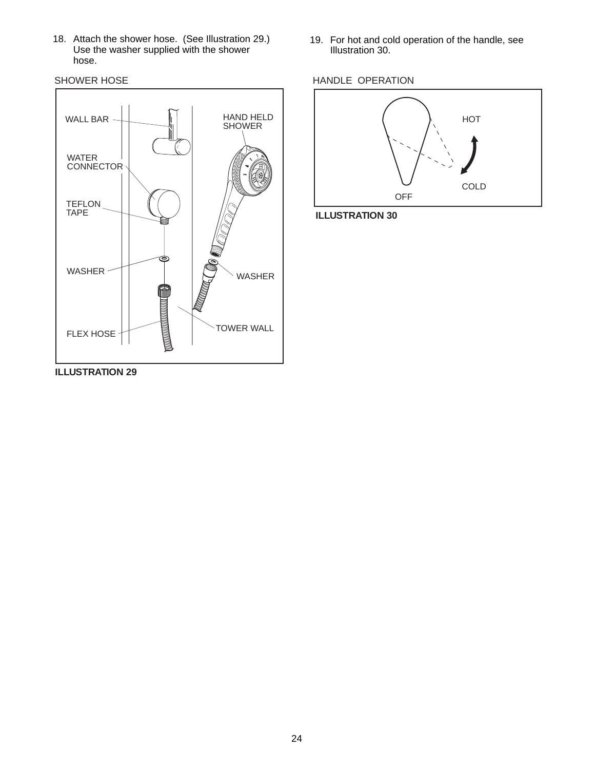18. Attach the shower hose. (See Illustration 29.) Use the washer supplied with the shower hose.

SHOWER HOSE

WALL BAR

HAND HELD SHOWER

WATER CONNECTOR

TEFLON TAPE

WASHER

WASHER

FLEX HOSE

TOWER WALL

**ILLUSTRATION 29**

19. For hot and cold operation of the handle, see Illustration 30.

HANDLE OPERATION

HOT

COLD

OFF

**ILLUSTRATION 30**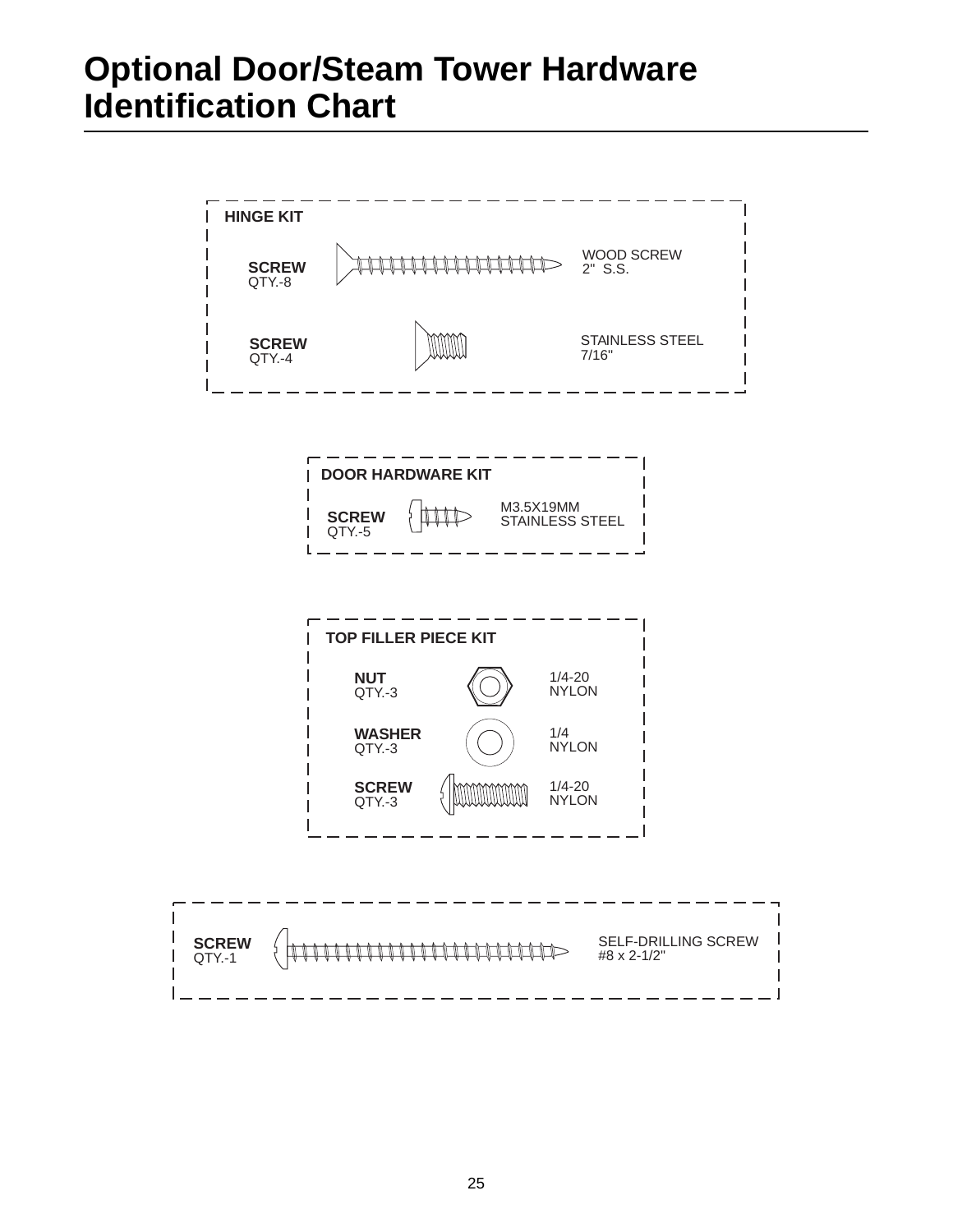# Optional Door/Steam Tower Hardware Identification Chart

**HINGE KIT**

| Item | Description |
| --- | --- |
| **SCREW** QTY.-8 | WOOD SCREW 2" S.S. |
| **SCREW** QTY.-4 | STAINLESS STEEL 7/16" |

**DOOR HARDWARE KIT**

| Item | Description |
| --- | --- |
| **SCREW** QTY.-5 | M3.5X19MM STAINLESS STEEL |

**TOP FILLER PIECE KIT**

| Item | Description |
| --- | --- |
| **NUT** QTY.-3 | 1/4-20 NYLON |
| **WASHER** QTY.-3 | 1/4 NYLON |
| **SCREW** QTY.-3 | 1/4-20 NYLON |

| Item | Description |
| --- | --- |
| **SCREW** QTY.-1 | SELF-DRILLING SCREW #8 x 2-1/2" |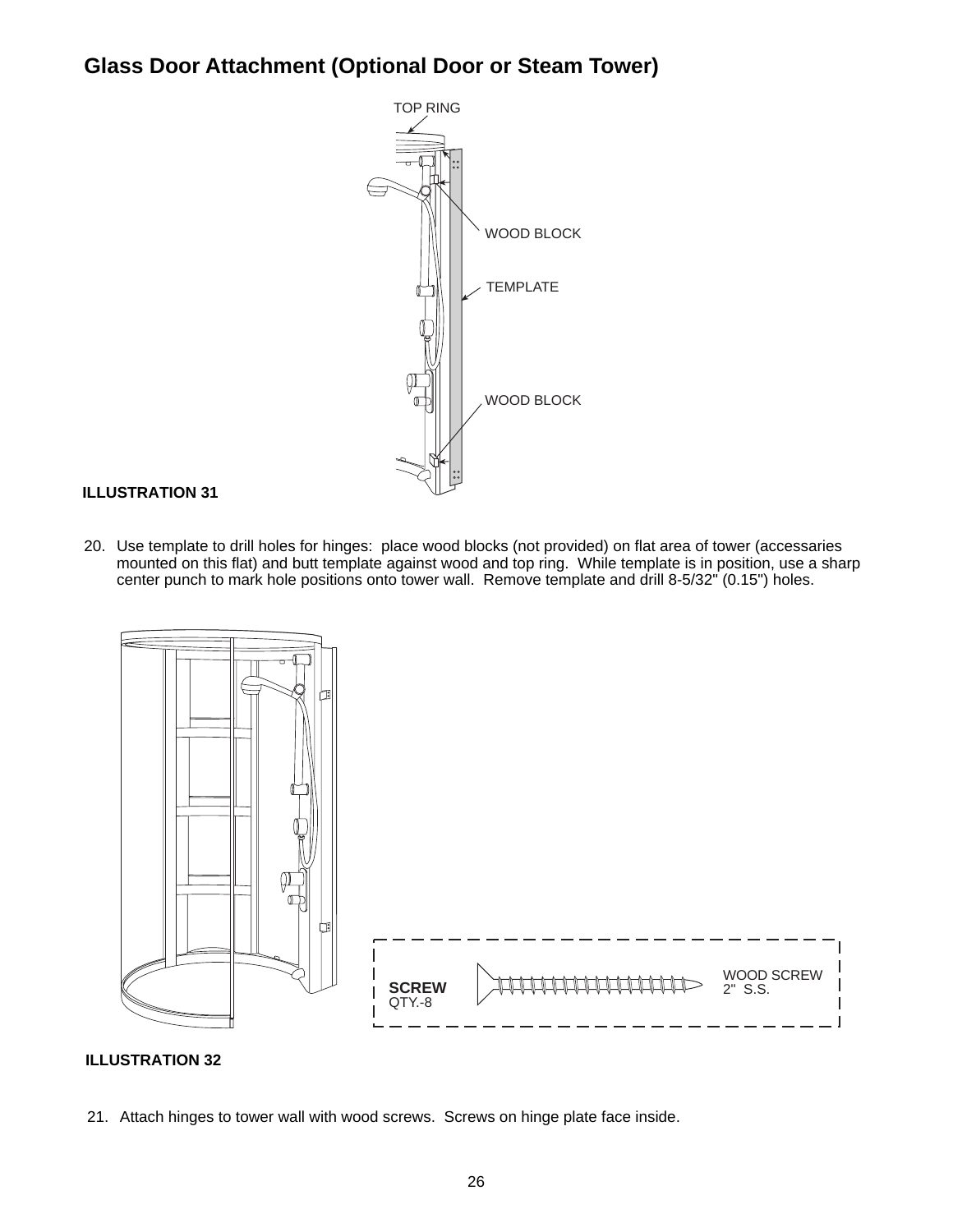# Glass Door Attachment (Optional Door or Steam Tower)

TOP RING

WOOD BLOCK

TEMPLATE

WOOD BLOCK

**ILLUSTRATION 31**

20. Use template to drill holes for hinges: place wood blocks (not provided) on flat area of tower (accessaries mounted on this flat) and butt template against wood and top ring. While template is in position, use a sharp center punch to mark hole positions onto tower wall. Remove template and drill 8-5/32" (0.15") holes.

**SCREW**
QTY.-8

WOOD SCREW
2" S.S.

**ILLUSTRATION 32**

21. Attach hinges to tower wall with wood screws. Screws on hinge plate face inside.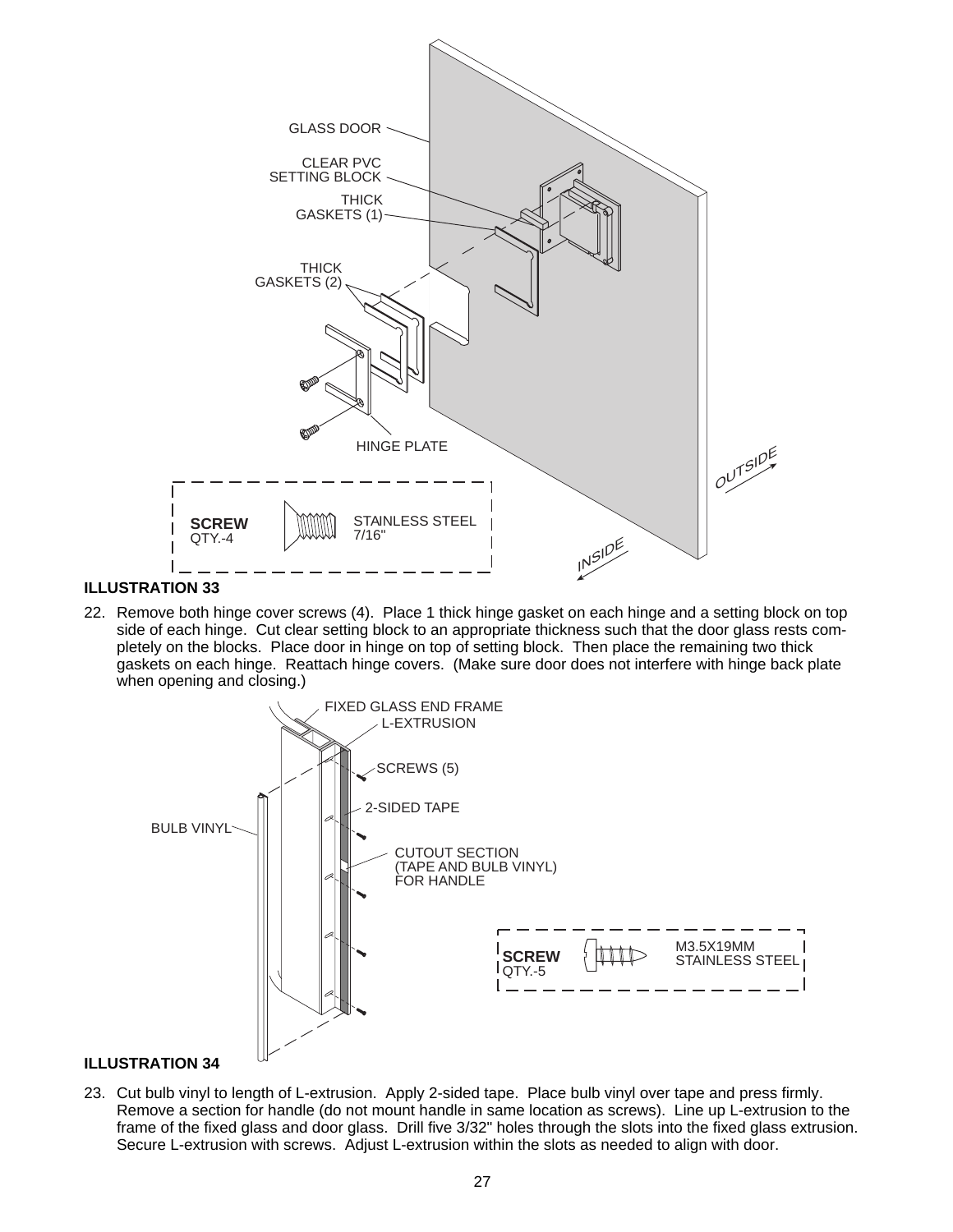GLASS DOOR

CLEAR PVC SETTING BLOCK

THICK GASKETS (1)

THICK GASKETS (2)

HINGE PLATE

OUTSIDE

INSIDE

**SCREW** QTY.-4 STAINLESS STEEL 7/16"

**ILLUSTRATION 33**

22. Remove both hinge cover screws (4). Place 1 thick hinge gasket on each hinge and a setting block on top side of each hinge. Cut clear setting block to an appropriate thickness such that the door glass rests completely on the blocks. Place door in hinge on top of setting block. Then place the remaining two thick gaskets on each hinge. Reattach hinge covers. (Make sure door does not interfere with hinge back plate when opening and closing.)

FIXED GLASS END FRAME

L-EXTRUSION

SCREWS (5)

2-SIDED TAPE

BULB VINYL

CUTOUT SECTION (TAPE AND BULB VINYL) FOR HANDLE

**SCREW** QTY.-5 M3.5X19MM STAINLESS STEEL

**ILLUSTRATION 34**

23. Cut bulb vinyl to length of L-extrusion. Apply 2-sided tape. Place bulb vinyl over tape and press firmly. Remove a section for handle (do not mount handle in same location as screws). Line up L-extrusion to the frame of the fixed glass and door glass. Drill five 3/32" holes through the slots into the fixed glass extrusion. Secure L-extrusion with screws. Adjust L-extrusion within the slots as needed to align with door.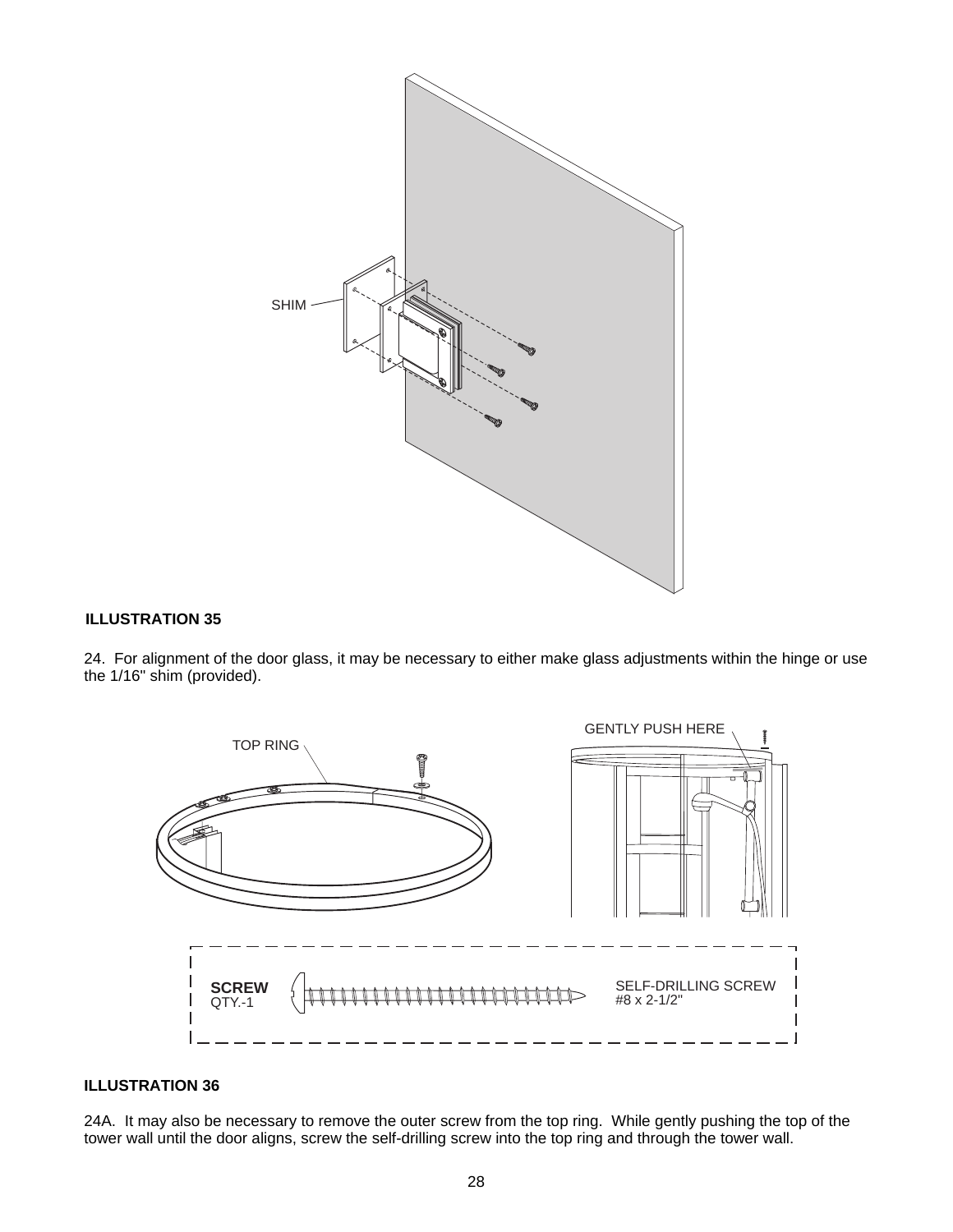SHIM

**ILLUSTRATION 35**

24. For alignment of the door glass, it may be necessary to either make glass adjustments within the hinge or use the 1/16" shim (provided).

TOP RING

GENTLY PUSH HERE

**SCREW**
QTY.-1

SELF-DRILLING SCREW
#8 x 2-1/2"

**ILLUSTRATION 36**

24A. It may also be necessary to remove the outer screw from the top ring. While gently pushing the top of the tower wall until the door aligns, screw the self-drilling screw into the top ring and through the tower wall.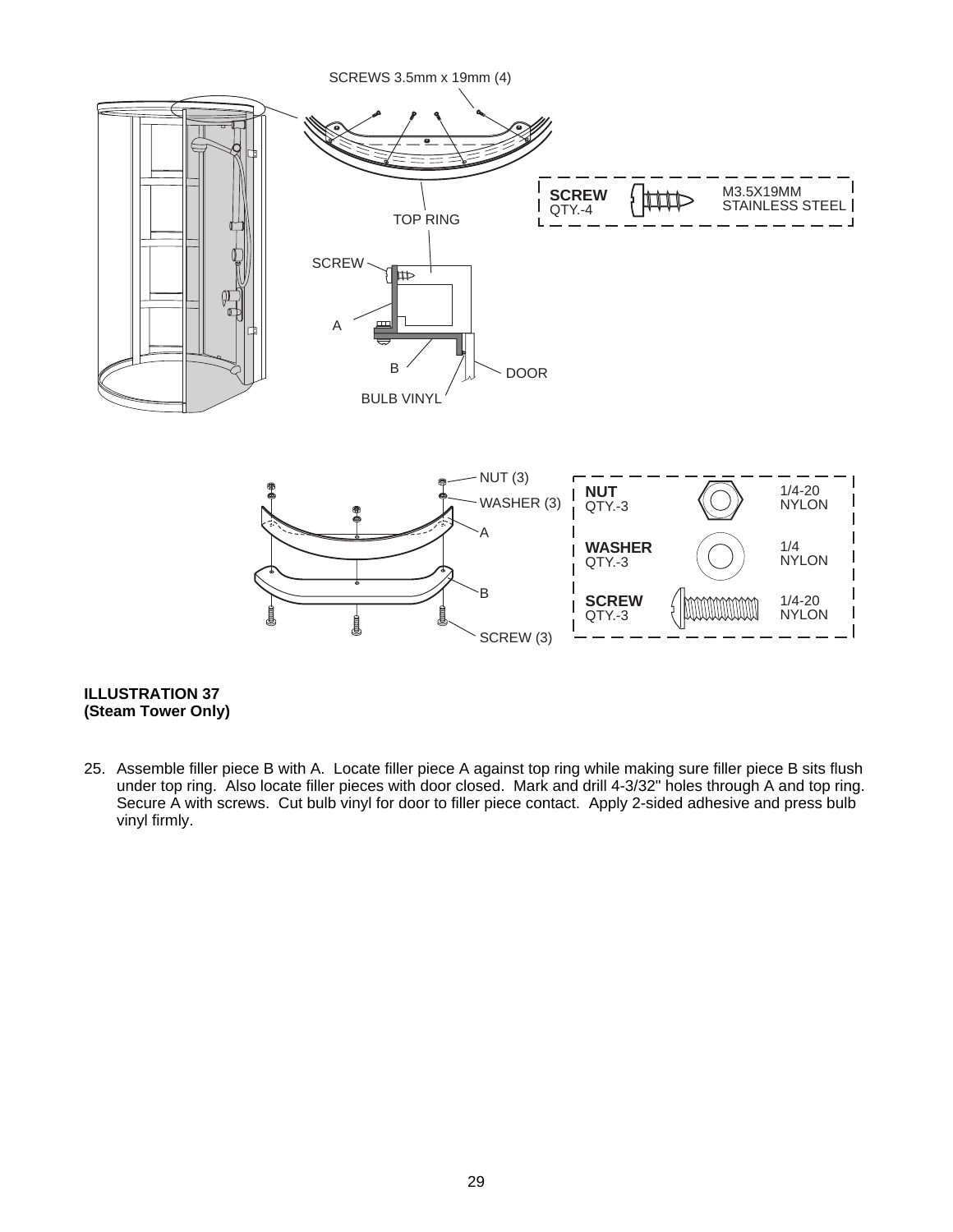SCREWS 3.5mm x 19mm (4)

TOP RING

SCREW

A

B

BULB VINYL

DOOR

| SCREW QTY.-4 | M3.5X19MM STAINLESS STEEL |
|---|---|

NUT (3)

WASHER (3)

A

B

SCREW (3)

| | |
|---|---|
| **NUT** QTY.-3 | 1/4-20 NYLON |
| **WASHER** QTY.-3 | 1/4 NYLON |
| **SCREW** QTY.-3 | 1/4-20 NYLON |

**ILLUSTRATION 37**
**(Steam Tower Only)**

25. Assemble filler piece B with A. Locate filler piece A against top ring while making sure filler piece B sits flush under top ring. Also locate filler pieces with door closed. Mark and drill 4-3/32" holes through A and top ring. Secure A with screws. Cut bulb vinyl for door to filler piece contact. Apply 2-sided adhesive and press bulb vinyl firmly.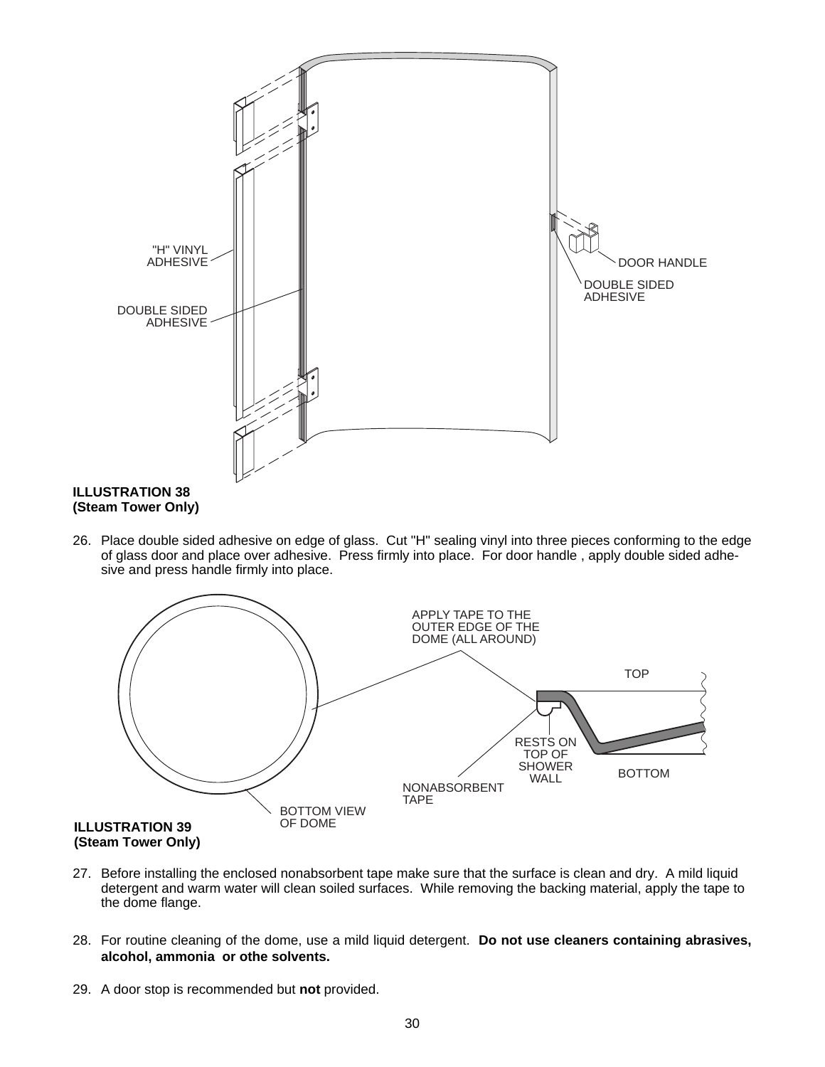"H" VINYL ADHESIVE

DOUBLE SIDED ADHESIVE

DOOR HANDLE

DOUBLE SIDED ADHESIVE

**ILLUSTRATION 38**
**(Steam Tower Only)**

26. Place double sided adhesive on edge of glass. Cut "H" sealing vinyl into three pieces conforming to the edge of glass door and place over adhesive. Press firmly into place. For door handle , apply double sided adhesive and press handle firmly into place.

APPLY TAPE TO THE OUTER EDGE OF THE DOME (ALL AROUND)

TOP

RESTS ON TOP OF SHOWER WALL

BOTTOM

NONABSORBENT TAPE

BOTTOM VIEW OF DOME

**ILLUSTRATION 39**
**(Steam Tower Only)**

27. Before installing the enclosed nonabsorbent tape make sure that the surface is clean and dry. A mild liquid detergent and warm water will clean soiled surfaces. While removing the backing material, apply the tape to the dome flange.

28. For routine cleaning of the dome, use a mild liquid detergent. **Do not use cleaners containing abrasives, alcohol, ammonia or othe solvents.**

29. A door stop is recommended but **not** provided.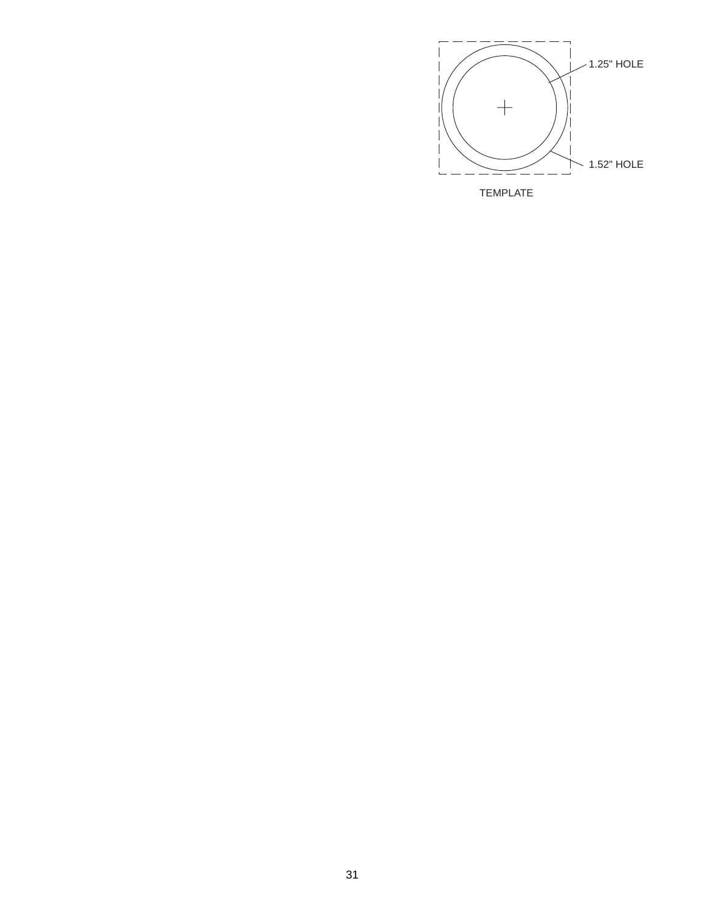1.25" HOLE

1.52" HOLE

TEMPLATE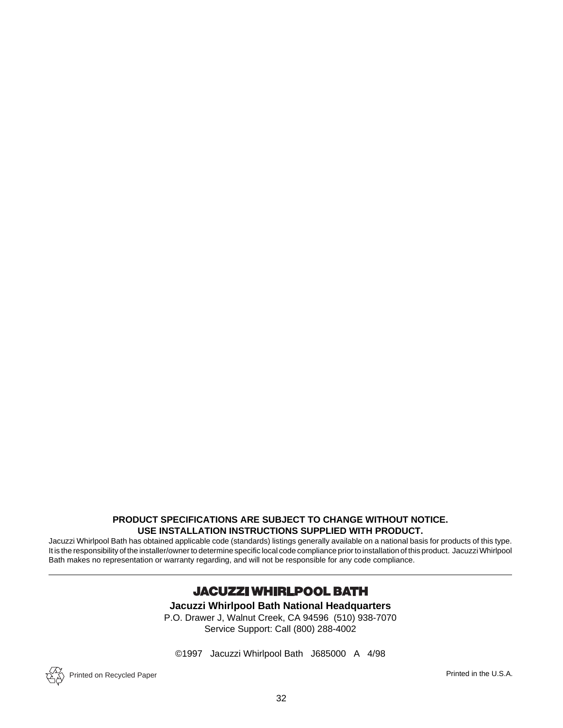**PRODUCT SPECIFICATIONS ARE SUBJECT TO CHANGE WITHOUT NOTICE.**
**USE INSTALLATION INSTRUCTIONS SUPPLIED WITH PRODUCT.**

Jacuzzi Whirlpool Bath has obtained applicable code (standards) listings generally available on a national basis for products of this type. It is the responsibility of the installer/owner to determine specific local code compliance prior to installation of this product. Jacuzzi Whirlpool Bath makes no representation or warranty regarding, and will not be responsible for any code compliance.

---

## JACUZZI WHIRLPOOL BATH

**Jacuzzi Whirlpool Bath National Headquarters**

P.O. Drawer J, Walnut Creek, CA 94596 (510) 938-7070

Service Support: Call (800) 288-4002

©1997 Jacuzzi Whirlpool Bath J685000 A 4/98

Printed on Recycled Paper

Printed in the U.S.A.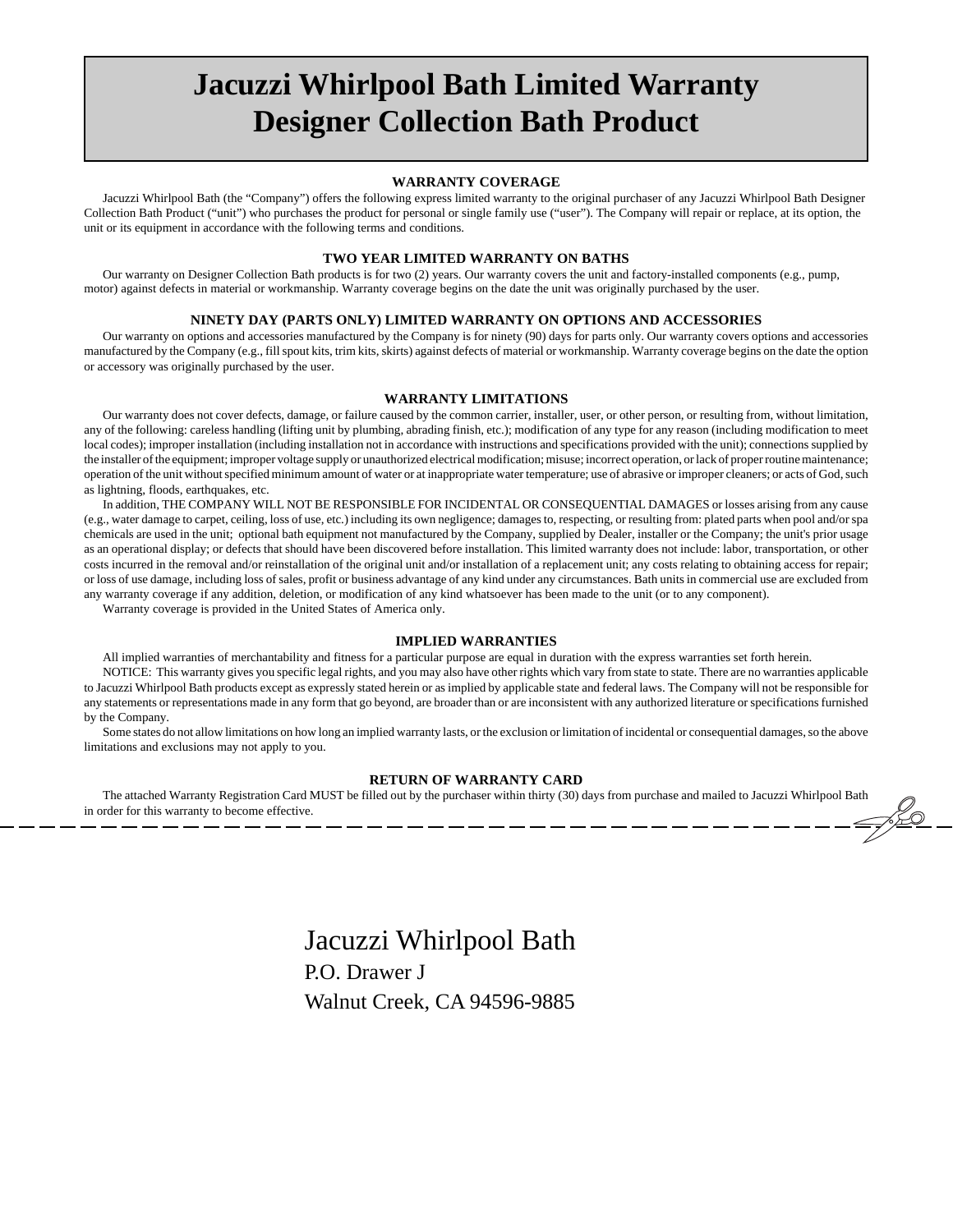# Jacuzzi Whirlpool Bath Limited Warranty
# Designer Collection Bath Product

### WARRANTY COVERAGE

Jacuzzi Whirlpool Bath (the "Company") offers the following express limited warranty to the original purchaser of any Jacuzzi Whirlpool Bath Designer Collection Bath Product ("unit") who purchases the product for personal or single family use ("user"). The Company will repair or replace, at its option, the unit or its equipment in accordance with the following terms and conditions.

### TWO YEAR LIMITED WARRANTY ON BATHS

Our warranty on Designer Collection Bath products is for two (2) years. Our warranty covers the unit and factory-installed components (e.g., pump, motor) against defects in material or workmanship. Warranty coverage begins on the date the unit was originally purchased by the user.

### NINETY DAY (PARTS ONLY) LIMITED WARRANTY ON OPTIONS AND ACCESSORIES

Our warranty on options and accessories manufactured by the Company is for ninety (90) days for parts only. Our warranty covers options and accessories manufactured by the Company (e.g., fill spout kits, trim kits, skirts) against defects of material or workmanship. Warranty coverage begins on the date the option or accessory was originally purchased by the user.

### WARRANTY LIMITATIONS

Our warranty does not cover defects, damage, or failure caused by the common carrier, installer, user, or other person, or resulting from, without limitation, any of the following: careless handling (lifting unit by plumbing, abrading finish, etc.); modification of any type for any reason (including modification to meet local codes); improper installation (including installation not in accordance with instructions and specifications provided with the unit); connections supplied by the installer of the equipment; improper voltage supply or unauthorized electrical modification; misuse; incorrect operation, or lack of proper routine maintenance; operation of the unit without specified minimum amount of water or at inappropriate water temperature; use of abrasive or improper cleaners; or acts of God, such as lightning, floods, earthquakes, etc.

In addition, THE COMPANY WILL NOT BE RESPONSIBLE FOR INCIDENTAL OR CONSEQUENTIAL DAMAGES or losses arising from any cause (e.g., water damage to carpet, ceiling, loss of use, etc.) including its own negligence; damages to, respecting, or resulting from: plated parts when pool and/or spa chemicals are used in the unit; optional bath equipment not manufactured by the Company, supplied by Dealer, installer or the Company; the unit's prior usage as an operational display; or defects that should have been discovered before installation. This limited warranty does not include: labor, transportation, or other costs incurred in the removal and/or reinstallation of the original unit and/or installation of a replacement unit; any costs relating to obtaining access for repair; or loss of use damage, including loss of sales, profit or business advantage of any kind under any circumstances. Bath units in commercial use are excluded from any warranty coverage if any addition, deletion, or modification of any kind whatsoever has been made to the unit (or to any component).

Warranty coverage is provided in the United States of America only.

### IMPLIED WARRANTIES

All implied warranties of merchantability and fitness for a particular purpose are equal in duration with the express warranties set forth herein.

NOTICE: This warranty gives you specific legal rights, and you may also have other rights which vary from state to state. There are no warranties applicable to Jacuzzi Whirlpool Bath products except as expressly stated herein or as implied by applicable state and federal laws. The Company will not be responsible for any statements or representations made in any form that go beyond, are broader than or are inconsistent with any authorized literature or specifications furnished by the Company.

Some states do not allow limitations on how long an implied warranty lasts, or the exclusion or limitation of incidental or consequential damages, so the above limitations and exclusions may not apply to you.

### RETURN OF WARRANTY CARD

The attached Warranty Registration Card MUST be filled out by the purchaser within thirty (30) days from purchase and mailed to Jacuzzi Whirlpool Bath in order for this warranty to become effective.

---

Jacuzzi Whirlpool Bath
P.O. Drawer J
Walnut Creek, CA 94596-9885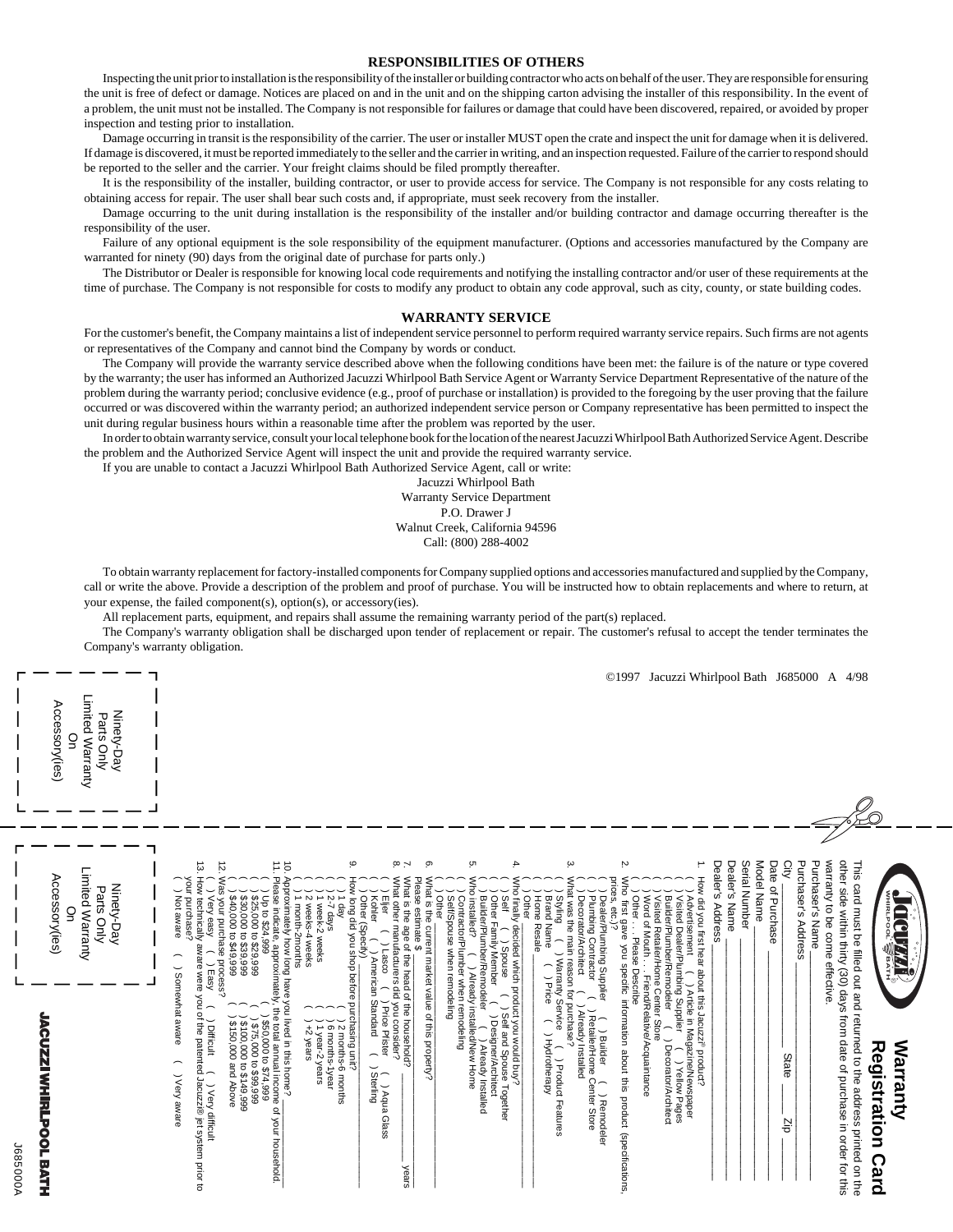## RESPONSIBILITIES OF OTHERS

Inspecting the unit prior to installation is the responsibility of the installer or building contractor who acts on behalf of the user. They are responsible for ensuring the unit is free of defect or damage. Notices are placed on and in the unit and on the shipping carton advising the installer of this responsibility. In the event of a problem, the unit must not be installed. The Company is not responsible for failures or damage that could have been discovered, repaired, or avoided by proper inspection and testing prior to installation.

Damage occurring in transit is the responsibility of the carrier. The user or installer MUST open the crate and inspect the unit for damage when it is delivered. If damage is discovered, it must be reported immediately to the seller and the carrier in writing, and an inspection requested. Failure of the carrier to respond should be reported to the seller and the carrier. Your freight claims should be filed promptly thereafter.

It is the responsibility of the installer, building contractor, or user to provide access for service. The Company is not responsible for any costs relating to obtaining access for repair. The user shall bear such costs and, if appropriate, must seek recovery from the installer.

Damage occurring to the unit during installation is the responsibility of the installer and/or building contractor and damage occurring thereafter is the responsibility of the user.

Failure of any optional equipment is the sole responsibility of the equipment manufacturer. (Options and accessories manufactured by the Company are warranted for ninety (90) days from the original date of purchase for parts only.)

The Distributor or Dealer is responsible for knowing local code requirements and notifying the installing contractor and/or user of these requirements at the time of purchase. The Company is not responsible for costs to modify any product to obtain any code approval, such as city, county, or state building codes.

## WARRANTY SERVICE

For the customer's benefit, the Company maintains a list of independent service personnel to perform required warranty service repairs. Such firms are not agents or representatives of the Company and cannot bind the Company by words or conduct.

The Company will provide the warranty service described above when the following conditions have been met: the failure is of the nature or type covered by the warranty; the user has informed an Authorized Jacuzzi Whirlpool Bath Service Agent or Warranty Service Department Representative of the nature of the problem during the warranty period; conclusive evidence (e.g., proof of purchase or installation) is provided to the foregoing by the user proving that the failure occurred or was discovered within the warranty period; an authorized independent service person or Company representative has been permitted to inspect the unit during regular business hours within a reasonable time after the problem was reported by the user.

In order to obtain warranty service, consult your local telephone book for the location of the nearest Jacuzzi Whirlpool Bath Authorized Service Agent. Describe the problem and the Authorized Service Agent will inspect the unit and provide the required warranty service.

If you are unable to contact a Jacuzzi Whirlpool Bath Authorized Service Agent, call or write:

Jacuzzi Whirlpool Bath
Warranty Service Department
P.O. Drawer J
Walnut Creek, California 94596
Call: (800) 288-4002

To obtain warranty replacement for factory-installed components for Company supplied options and accessories manufactured and supplied by the Company, call or write the above. Provide a description of the problem and proof of purchase. You will be instructed how to obtain replacements and where to return, at your expense, the failed component(s), option(s), or accessory(ies).

All replacement parts, equipment, and repairs shall assume the remaining warranty period of the part(s) replaced.

The Company's warranty obligation shall be discharged upon tender of replacement or repair. The customer's refusal to accept the tender terminates the Company's warranty obligation.

©1997 Jacuzzi Whirlpool Bath J685000 A 4/98

Ninety-Day Parts Only Limited Warranty On Accessory(ies)

---

## Warranty Registration Card

This card must be filled out and returned to the address printed on the other side within thirty (30) days from date of purchase in order for this warranty to be come effective.

Purchaser's Name ____
Purchaser's Address ____
City ____ State ____ Zip ____
Date of Purchase ____
Model Name ____
Serial Number ____
Dealer's Name ____
Dealer's Address ____

1. How did you first hear about this Jacuzzi® product?
( ) Advertisement ( ) Article in Magazine/Newspaper
( ) Visited Dealer/Plumbing Supplier ( ) Yellow Pages
( ) Builder/Plumber/Remodeler ( ) Decorator/Architect
( ) Visited Retailer/Home Center Store
( ) Word of Mouth . . . Friend/Relative/Acquaintance
( ) Other . . . Please Describe ____
2. Who first gave you specific information about this product (specifications, prices, etc.)?
( ) Dealer/Plumbing Supplier ( ) Builder ( ) Remodeler
( ) Plumbing Contractor ( ) Retailer/Home Center Store
( ) Decorator/Architect ( ) Already Installed
3. What was the main reason for purchase?
( ) Styling ( ) Warranty Service ( ) Product Features
( ) Brand Name ( ) Price ( ) Hydrotherapy
( ) Home Resale
( ) Other ____
4. Who finally decided which product you would buy?
( ) Self ( ) Spouse ( ) Self and Spouse Together
( ) Other Family Member ( ) Designer/Architect
( ) Builder/Plumber/Remodeler ( ) Already Installed
5. Who installed? ( ) Already installed/New Home
( ) Contractor/Plumber when remodeling
( ) Self/Spouse when remodeling
( ) Other ____
6. What is the current market value of this property? Please estimate $ ____
7. What is the age of the head of the household? ____ years
8. What other manufacturers did you consider?
( ) Eljer ( ) Lasco ( ) Price Pfister ( ) Aqua Glass
( ) Kohler ( ) American Standard ( ) Sterling
( ) Other (Specify) ____
9. How long did you shop before purchasing unit?
( ) 1 day ( ) 2 months-6 months
( ) 2-7 days ( ) 6 months-1year
( ) 1 week-2 weeks ( ) 1 year-2 years
( ) 2 weeks-4 weeks ( ) +2 years
( ) 1 month-2months
10. Approximately how long have you lived in this home? ____
11. Please indicate, approximately, the total annual income of your household.
( ) Up to $24,999 ( ) $50,000 to $74,999
( ) $25,000 to $29,999 ( ) $75,000 to $99,999
( ) $30,000 to $39,999 ( ) $100,000 to $149,999
( ) $40,000 to $49,999 ( ) $150,000 and Above
12. Was your purchase process?
( ) Very easy ( ) Easy ( ) Difficult ( ) Very difficult
13. How technically aware were you of the patented Jacuzzi® jet system prior to your purchase?
( ) Not aware ( ) Somewhat aware ( ) Very aware

Ninety-Day Parts Only Limited Warranty On Accessory(ies)

JACUZZI WHIRLPOOL BATH

J685000A